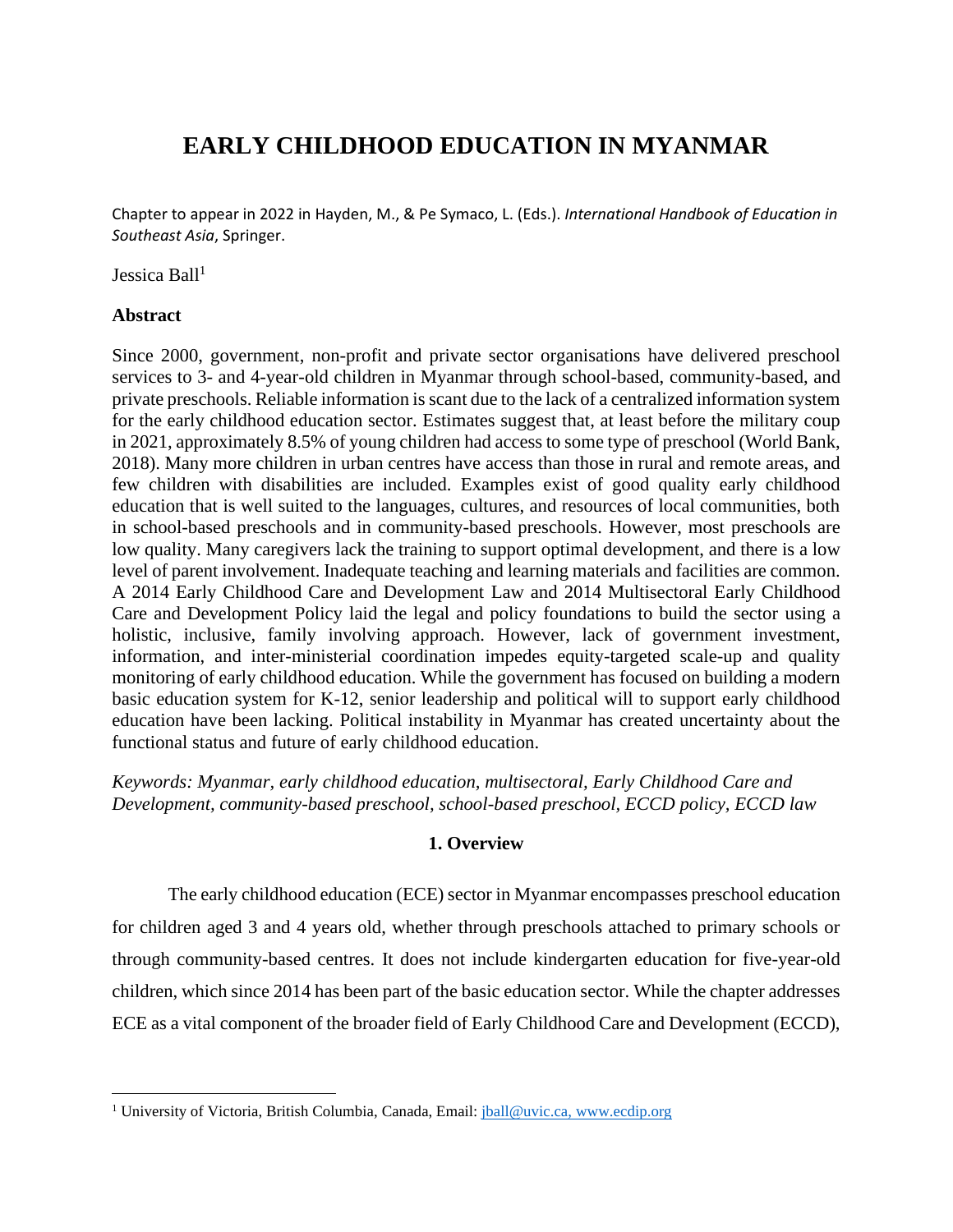# EARLY CHILDHOOD EDUCATION IN MYANMAR

Chapter to appear in 2022 in Hayden, M., & Pe Symaco, L. (Eds.). *International Handbook of Education in Southeast Asia*, Springer.

Jessica Ball[1]

### Abstract

Since 2000, government, non-profit and private sector organisations have delivered preschool services to 3- and 4-year-old children in Myanmar through school-based, community-based, and private preschools. Reliable information is scant due to the lack of a centralized information system for the early childhood education sector. Estimates suggest that, at least before the military coup in 2021, approximately 8.5% of young children had access to some type of preschool (World Bank, 2018). Many more children in urban centres have access than those in rural and remote areas, and few children with disabilities are included. Examples exist of good quality early childhood education that is well suited to the languages, cultures, and resources of local communities, both in school-based preschools and in community-based preschools. However, most preschools are low quality. Many caregivers lack the training to support optimal development, and there is a low level of parent involvement. Inadequate teaching and learning materials and facilities are common. A 2014 Early Childhood Care and Development Law and 2014 Multisectoral Early Childhood Care and Development Policy laid the legal and policy foundations to build the sector using a holistic, inclusive, family involving approach. However, lack of government investment, information, and inter-ministerial coordination impedes equity-targeted scale-up and quality monitoring of early childhood education. While the government has focused on building a modern basic education system for K-12, senior leadership and political will to support early childhood education have been lacking. Political instability in Myanmar has created uncertainty about the functional status and future of early childhood education.

*Keywords: Myanmar, early childhood education, multisectoral, Early Childhood Care and Development, community-based preschool, school-based preschool, ECCD policy, ECCD law*

## 1. Overview

The early childhood education (ECE) sector in Myanmar encompasses preschool education for children aged 3 and 4 years old, whether through preschools attached to primary schools or through community-based centres. It does not include kindergarten education for five-year-old children, which since 2014 has been part of the basic education sector. While the chapter addresses ECE as a vital component of the broader field of Early Childhood Care and Development (ECCD),

[1] University of Victoria, British Columbia, Canada, Email: jball@uvic.ca, www.ecdip.org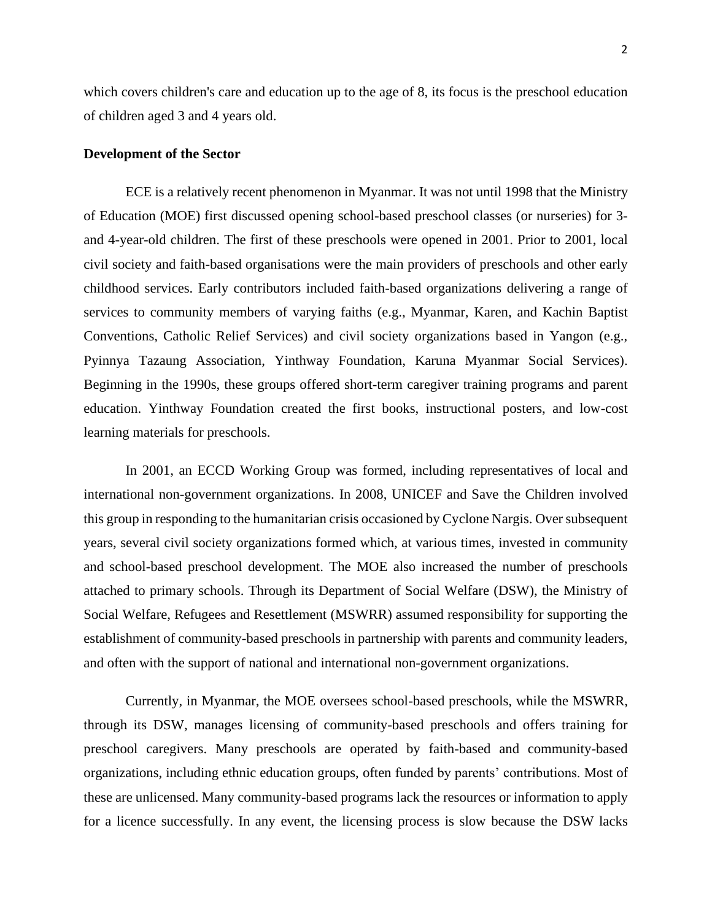which covers children's care and education up to the age of 8, its focus is the preschool education of children aged 3 and 4 years old.

**Development of the Sector**

ECE is a relatively recent phenomenon in Myanmar. It was not until 1998 that the Ministry of Education (MOE) first discussed opening school-based preschool classes (or nurseries) for 3- and 4-year-old children. The first of these preschools were opened in 2001. Prior to 2001, local civil society and faith-based organisations were the main providers of preschools and other early childhood services. Early contributors included faith-based organizations delivering a range of services to community members of varying faiths (e.g., Myanmar, Karen, and Kachin Baptist Conventions, Catholic Relief Services) and civil society organizations based in Yangon (e.g., Pyinnya Tazaung Association, Yinthway Foundation, Karuna Myanmar Social Services). Beginning in the 1990s, these groups offered short-term caregiver training programs and parent education. Yinthway Foundation created the first books, instructional posters, and low-cost learning materials for preschools.

In 2001, an ECCD Working Group was formed, including representatives of local and international non-government organizations. In 2008, UNICEF and Save the Children involved this group in responding to the humanitarian crisis occasioned by Cyclone Nargis. Over subsequent years, several civil society organizations formed which, at various times, invested in community and school-based preschool development. The MOE also increased the number of preschools attached to primary schools. Through its Department of Social Welfare (DSW), the Ministry of Social Welfare, Refugees and Resettlement (MSWRR) assumed responsibility for supporting the establishment of community-based preschools in partnership with parents and community leaders, and often with the support of national and international non-government organizations.

Currently, in Myanmar, the MOE oversees school-based preschools, while the MSWRR, through its DSW, manages licensing of community-based preschools and offers training for preschool caregivers. Many preschools are operated by faith-based and community-based organizations, including ethnic education groups, often funded by parents' contributions. Most of these are unlicensed. Many community-based programs lack the resources or information to apply for a licence successfully. In any event, the licensing process is slow because the DSW lacks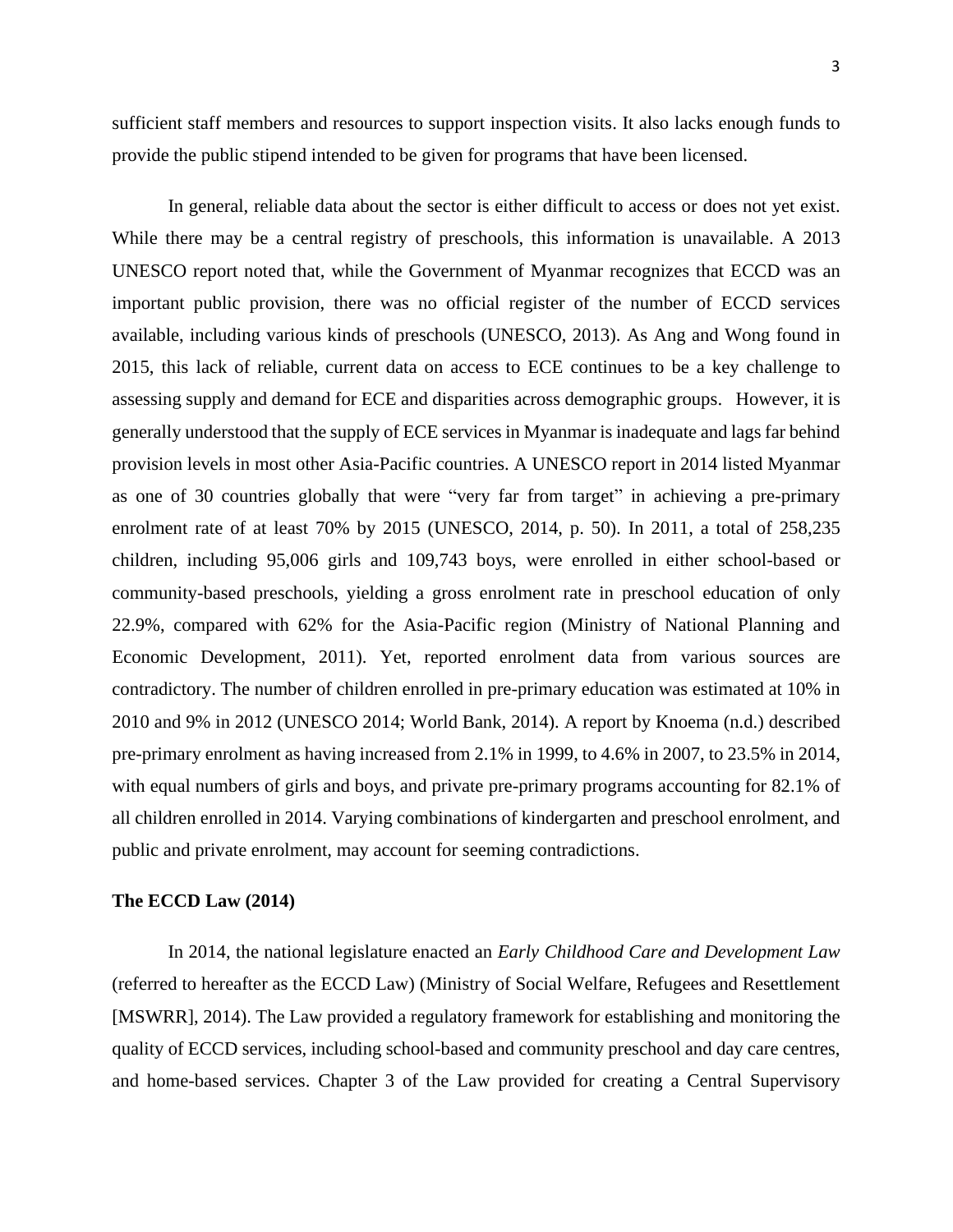sufficient staff members and resources to support inspection visits. It also lacks enough funds to provide the public stipend intended to be given for programs that have been licensed.

In general, reliable data about the sector is either difficult to access or does not yet exist. While there may be a central registry of preschools, this information is unavailable. A 2013 UNESCO report noted that, while the Government of Myanmar recognizes that ECCD was an important public provision, there was no official register of the number of ECCD services available, including various kinds of preschools (UNESCO, 2013). As Ang and Wong found in 2015, this lack of reliable, current data on access to ECE continues to be a key challenge to assessing supply and demand for ECE and disparities across demographic groups. However, it is generally understood that the supply of ECE services in Myanmar is inadequate and lags far behind provision levels in most other Asia-Pacific countries. A UNESCO report in 2014 listed Myanmar as one of 30 countries globally that were "very far from target" in achieving a pre-primary enrolment rate of at least 70% by 2015 (UNESCO, 2014, p. 50). In 2011, a total of 258,235 children, including 95,006 girls and 109,743 boys, were enrolled in either school-based or community-based preschools, yielding a gross enrolment rate in preschool education of only 22.9%, compared with 62% for the Asia-Pacific region (Ministry of National Planning and Economic Development, 2011). Yet, reported enrolment data from various sources are contradictory. The number of children enrolled in pre-primary education was estimated at 10% in 2010 and 9% in 2012 (UNESCO 2014; World Bank, 2014). A report by Knoema (n.d.) described pre-primary enrolment as having increased from 2.1% in 1999, to 4.6% in 2007, to 23.5% in 2014, with equal numbers of girls and boys, and private pre-primary programs accounting for 82.1% of all children enrolled in 2014. Varying combinations of kindergarten and preschool enrolment, and public and private enrolment, may account for seeming contradictions.

### The ECCD Law (2014)

In 2014, the national legislature enacted an *Early Childhood Care and Development Law* (referred to hereafter as the ECCD Law) (Ministry of Social Welfare, Refugees and Resettlement [MSWRR], 2014). The Law provided a regulatory framework for establishing and monitoring the quality of ECCD services, including school-based and community preschool and day care centres, and home-based services. Chapter 3 of the Law provided for creating a Central Supervisory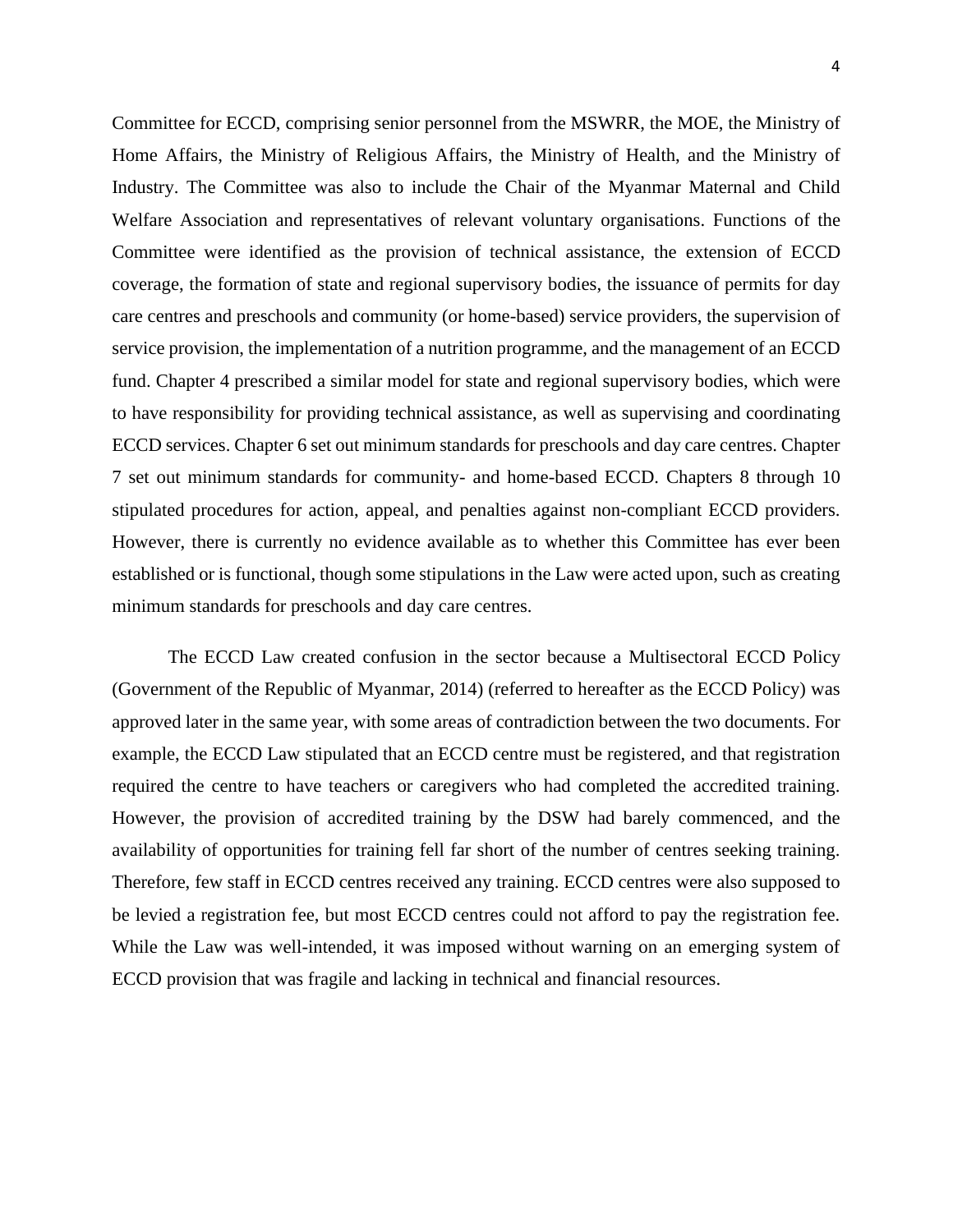Committee for ECCD, comprising senior personnel from the MSWRR, the MOE, the Ministry of Home Affairs, the Ministry of Religious Affairs, the Ministry of Health, and the Ministry of Industry. The Committee was also to include the Chair of the Myanmar Maternal and Child Welfare Association and representatives of relevant voluntary organisations. Functions of the Committee were identified as the provision of technical assistance, the extension of ECCD coverage, the formation of state and regional supervisory bodies, the issuance of permits for day care centres and preschools and community (or home-based) service providers, the supervision of service provision, the implementation of a nutrition programme, and the management of an ECCD fund. Chapter 4 prescribed a similar model for state and regional supervisory bodies, which were to have responsibility for providing technical assistance, as well as supervising and coordinating ECCD services. Chapter 6 set out minimum standards for preschools and day care centres. Chapter 7 set out minimum standards for community- and home-based ECCD. Chapters 8 through 10 stipulated procedures for action, appeal, and penalties against non-compliant ECCD providers. However, there is currently no evidence available as to whether this Committee has ever been established or is functional, though some stipulations in the Law were acted upon, such as creating minimum standards for preschools and day care centres.

The ECCD Law created confusion in the sector because a Multisectoral ECCD Policy (Government of the Republic of Myanmar, 2014) (referred to hereafter as the ECCD Policy) was approved later in the same year, with some areas of contradiction between the two documents. For example, the ECCD Law stipulated that an ECCD centre must be registered, and that registration required the centre to have teachers or caregivers who had completed the accredited training. However, the provision of accredited training by the DSW had barely commenced, and the availability of opportunities for training fell far short of the number of centres seeking training. Therefore, few staff in ECCD centres received any training. ECCD centres were also supposed to be levied a registration fee, but most ECCD centres could not afford to pay the registration fee. While the Law was well-intended, it was imposed without warning on an emerging system of ECCD provision that was fragile and lacking in technical and financial resources.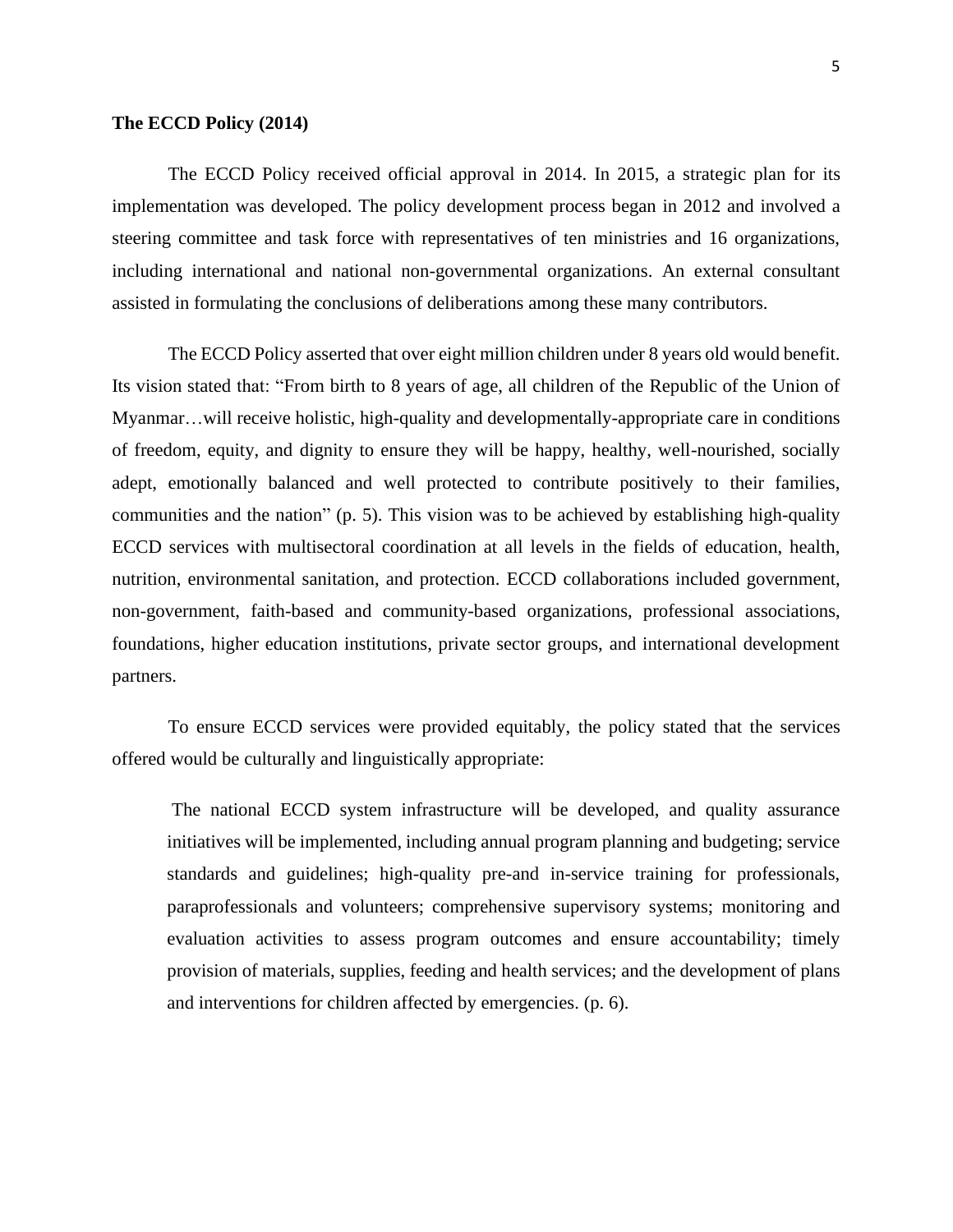**The ECCD Policy (2014)**

The ECCD Policy received official approval in 2014. In 2015, a strategic plan for its implementation was developed. The policy development process began in 2012 and involved a steering committee and task force with representatives of ten ministries and 16 organizations, including international and national non-governmental organizations. An external consultant assisted in formulating the conclusions of deliberations among these many contributors.

The ECCD Policy asserted that over eight million children under 8 years old would benefit. Its vision stated that: "From birth to 8 years of age, all children of the Republic of the Union of Myanmar…will receive holistic, high-quality and developmentally-appropriate care in conditions of freedom, equity, and dignity to ensure they will be happy, healthy, well-nourished, socially adept, emotionally balanced and well protected to contribute positively to their families, communities and the nation" (p. 5). This vision was to be achieved by establishing high-quality ECCD services with multisectoral coordination at all levels in the fields of education, health, nutrition, environmental sanitation, and protection. ECCD collaborations included government, non-government, faith-based and community-based organizations, professional associations, foundations, higher education institutions, private sector groups, and international development partners.

To ensure ECCD services were provided equitably, the policy stated that the services offered would be culturally and linguistically appropriate:

> The national ECCD system infrastructure will be developed, and quality assurance initiatives will be implemented, including annual program planning and budgeting; service standards and guidelines; high-quality pre-and in-service training for professionals, paraprofessionals and volunteers; comprehensive supervisory systems; monitoring and evaluation activities to assess program outcomes and ensure accountability; timely provision of materials, supplies, feeding and health services; and the development of plans and interventions for children affected by emergencies. (p. 6).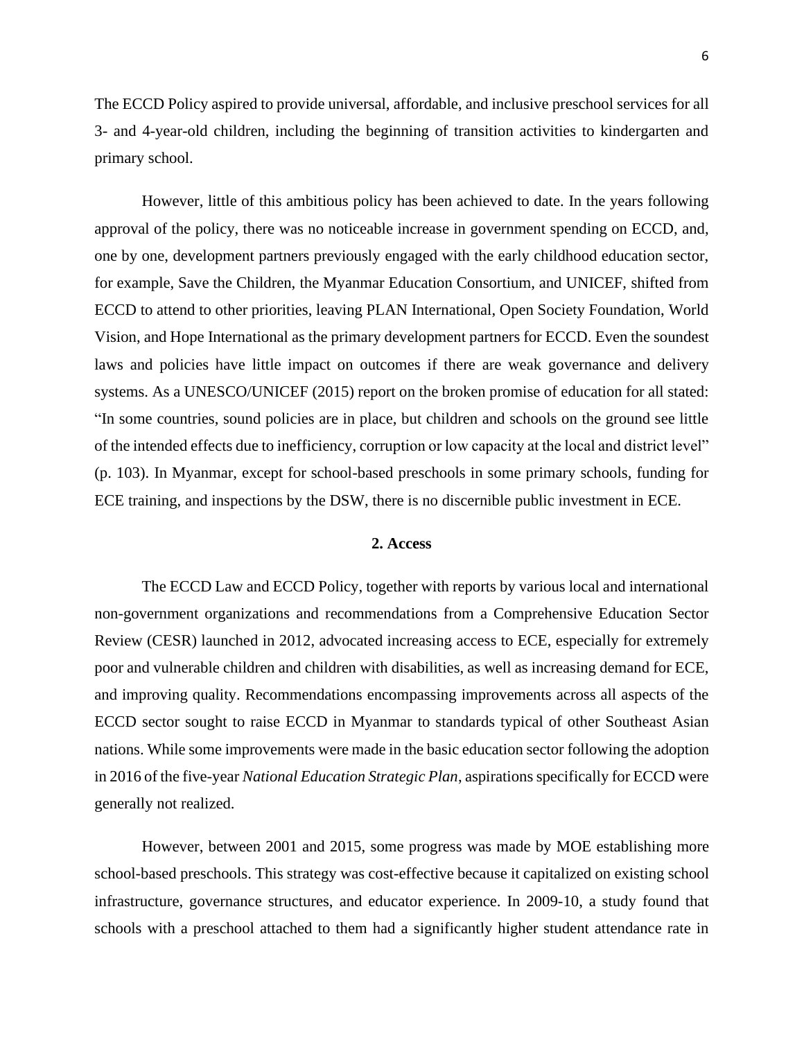The ECCD Policy aspired to provide universal, affordable, and inclusive preschool services for all 3- and 4-year-old children, including the beginning of transition activities to kindergarten and primary school.

However, little of this ambitious policy has been achieved to date. In the years following approval of the policy, there was no noticeable increase in government spending on ECCD, and, one by one, development partners previously engaged with the early childhood education sector, for example, Save the Children, the Myanmar Education Consortium, and UNICEF, shifted from ECCD to attend to other priorities, leaving PLAN International, Open Society Foundation, World Vision, and Hope International as the primary development partners for ECCD. Even the soundest laws and policies have little impact on outcomes if there are weak governance and delivery systems. As a UNESCO/UNICEF (2015) report on the broken promise of education for all stated: "In some countries, sound policies are in place, but children and schools on the ground see little of the intended effects due to inefficiency, corruption or low capacity at the local and district level" (p. 103). In Myanmar, except for school-based preschools in some primary schools, funding for ECE training, and inspections by the DSW, there is no discernible public investment in ECE.

## 2. Access

The ECCD Law and ECCD Policy, together with reports by various local and international non-government organizations and recommendations from a Comprehensive Education Sector Review (CESR) launched in 2012, advocated increasing access to ECE, especially for extremely poor and vulnerable children and children with disabilities, as well as increasing demand for ECE, and improving quality. Recommendations encompassing improvements across all aspects of the ECCD sector sought to raise ECCD in Myanmar to standards typical of other Southeast Asian nations. While some improvements were made in the basic education sector following the adoption in 2016 of the five-year *National Education Strategic Plan*, aspirations specifically for ECCD were generally not realized.

However, between 2001 and 2015, some progress was made by MOE establishing more school-based preschools. This strategy was cost-effective because it capitalized on existing school infrastructure, governance structures, and educator experience. In 2009-10, a study found that schools with a preschool attached to them had a significantly higher student attendance rate in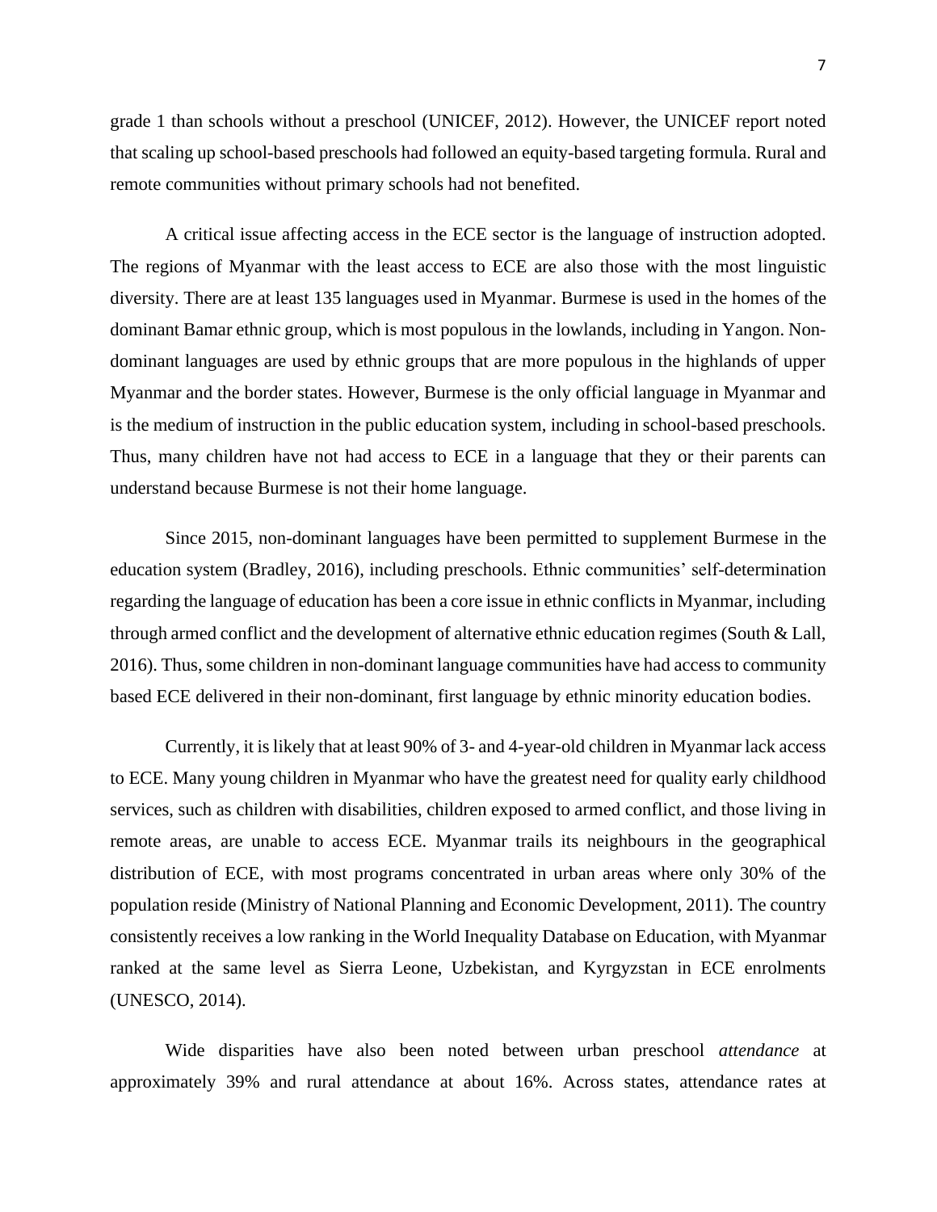grade 1 than schools without a preschool (UNICEF, 2012). However, the UNICEF report noted that scaling up school-based preschools had followed an equity-based targeting formula. Rural and remote communities without primary schools had not benefited.

A critical issue affecting access in the ECE sector is the language of instruction adopted. The regions of Myanmar with the least access to ECE are also those with the most linguistic diversity. There are at least 135 languages used in Myanmar. Burmese is used in the homes of the dominant Bamar ethnic group, which is most populous in the lowlands, including in Yangon. Non-dominant languages are used by ethnic groups that are more populous in the highlands of upper Myanmar and the border states. However, Burmese is the only official language in Myanmar and is the medium of instruction in the public education system, including in school-based preschools. Thus, many children have not had access to ECE in a language that they or their parents can understand because Burmese is not their home language.

Since 2015, non-dominant languages have been permitted to supplement Burmese in the education system (Bradley, 2016), including preschools. Ethnic communities' self-determination regarding the language of education has been a core issue in ethnic conflicts in Myanmar, including through armed conflict and the development of alternative ethnic education regimes (South & Lall, 2016). Thus, some children in non-dominant language communities have had access to community based ECE delivered in their non-dominant, first language by ethnic minority education bodies.

Currently, it is likely that at least 90% of 3- and 4-year-old children in Myanmar lack access to ECE. Many young children in Myanmar who have the greatest need for quality early childhood services, such as children with disabilities, children exposed to armed conflict, and those living in remote areas, are unable to access ECE. Myanmar trails its neighbours in the geographical distribution of ECE, with most programs concentrated in urban areas where only 30% of the population reside (Ministry of National Planning and Economic Development, 2011). The country consistently receives a low ranking in the World Inequality Database on Education, with Myanmar ranked at the same level as Sierra Leone, Uzbekistan, and Kyrgyzstan in ECE enrolments (UNESCO, 2014).

Wide disparities have also been noted between urban preschool *attendance* at approximately 39% and rural attendance at about 16%. Across states, attendance rates at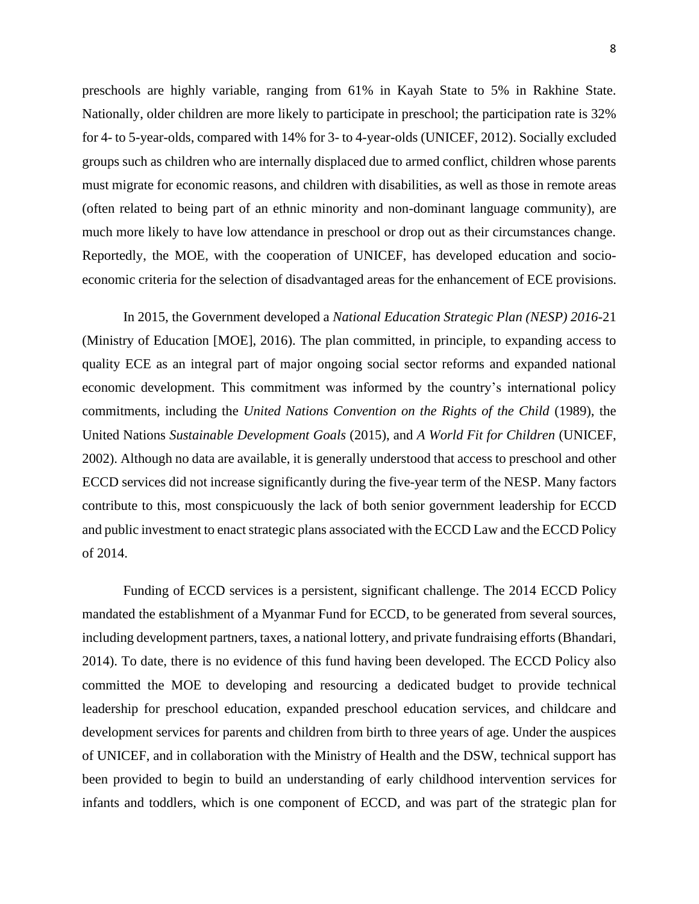preschools are highly variable, ranging from 61% in Kayah State to 5% in Rakhine State. Nationally, older children are more likely to participate in preschool; the participation rate is 32% for 4- to 5-year-olds, compared with 14% for 3- to 4-year-olds (UNICEF, 2012). Socially excluded groups such as children who are internally displaced due to armed conflict, children whose parents must migrate for economic reasons, and children with disabilities, as well as those in remote areas (often related to being part of an ethnic minority and non-dominant language community), are much more likely to have low attendance in preschool or drop out as their circumstances change. Reportedly, the MOE, with the cooperation of UNICEF, has developed education and socio-economic criteria for the selection of disadvantaged areas for the enhancement of ECE provisions.

In 2015, the Government developed a *National Education Strategic Plan (NESP) 2016*-21 (Ministry of Education [MOE], 2016). The plan committed, in principle, to expanding access to quality ECE as an integral part of major ongoing social sector reforms and expanded national economic development. This commitment was informed by the country's international policy commitments, including the *United Nations Convention on the Rights of the Child* (1989), the United Nations *Sustainable Development Goals* (2015), and *A World Fit for Children* (UNICEF, 2002). Although no data are available, it is generally understood that access to preschool and other ECCD services did not increase significantly during the five-year term of the NESP. Many factors contribute to this, most conspicuously the lack of both senior government leadership for ECCD and public investment to enact strategic plans associated with the ECCD Law and the ECCD Policy of 2014.

Funding of ECCD services is a persistent, significant challenge. The 2014 ECCD Policy mandated the establishment of a Myanmar Fund for ECCD, to be generated from several sources, including development partners, taxes, a national lottery, and private fundraising efforts (Bhandari, 2014). To date, there is no evidence of this fund having been developed. The ECCD Policy also committed the MOE to developing and resourcing a dedicated budget to provide technical leadership for preschool education, expanded preschool education services, and childcare and development services for parents and children from birth to three years of age. Under the auspices of UNICEF, and in collaboration with the Ministry of Health and the DSW, technical support has been provided to begin to build an understanding of early childhood intervention services for infants and toddlers, which is one component of ECCD, and was part of the strategic plan for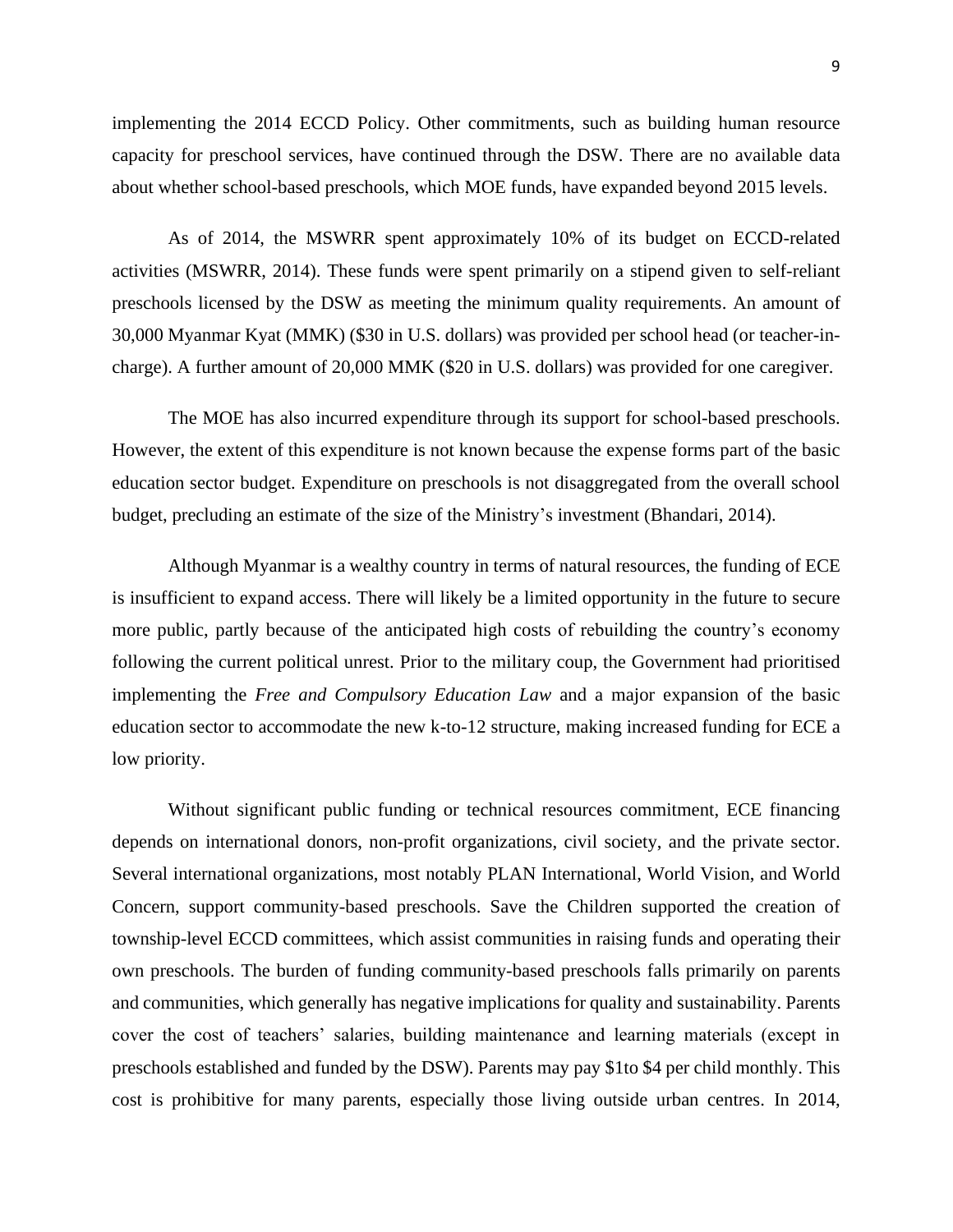implementing the 2014 ECCD Policy. Other commitments, such as building human resource capacity for preschool services, have continued through the DSW. There are no available data about whether school-based preschools, which MOE funds, have expanded beyond 2015 levels.

As of 2014, the MSWRR spent approximately 10% of its budget on ECCD-related activities (MSWRR, 2014). These funds were spent primarily on a stipend given to self-reliant preschools licensed by the DSW as meeting the minimum quality requirements. An amount of 30,000 Myanmar Kyat (MMK) ($30 in U.S. dollars) was provided per school head (or teacher-in-charge). A further amount of 20,000 MMK ($20 in U.S. dollars) was provided for one caregiver.

The MOE has also incurred expenditure through its support for school-based preschools. However, the extent of this expenditure is not known because the expense forms part of the basic education sector budget. Expenditure on preschools is not disaggregated from the overall school budget, precluding an estimate of the size of the Ministry's investment (Bhandari, 2014).

Although Myanmar is a wealthy country in terms of natural resources, the funding of ECE is insufficient to expand access. There will likely be a limited opportunity in the future to secure more public, partly because of the anticipated high costs of rebuilding the country's economy following the current political unrest. Prior to the military coup, the Government had prioritised implementing the *Free and Compulsory Education Law* and a major expansion of the basic education sector to accommodate the new k-to-12 structure, making increased funding for ECE a low priority.

Without significant public funding or technical resources commitment, ECE financing depends on international donors, non-profit organizations, civil society, and the private sector. Several international organizations, most notably PLAN International, World Vision, and World Concern, support community-based preschools. Save the Children supported the creation of township-level ECCD committees, which assist communities in raising funds and operating their own preschools. The burden of funding community-based preschools falls primarily on parents and communities, which generally has negative implications for quality and sustainability. Parents cover the cost of teachers' salaries, building maintenance and learning materials (except in preschools established and funded by the DSW). Parents may pay $1to $4 per child monthly. This cost is prohibitive for many parents, especially those living outside urban centres. In 2014,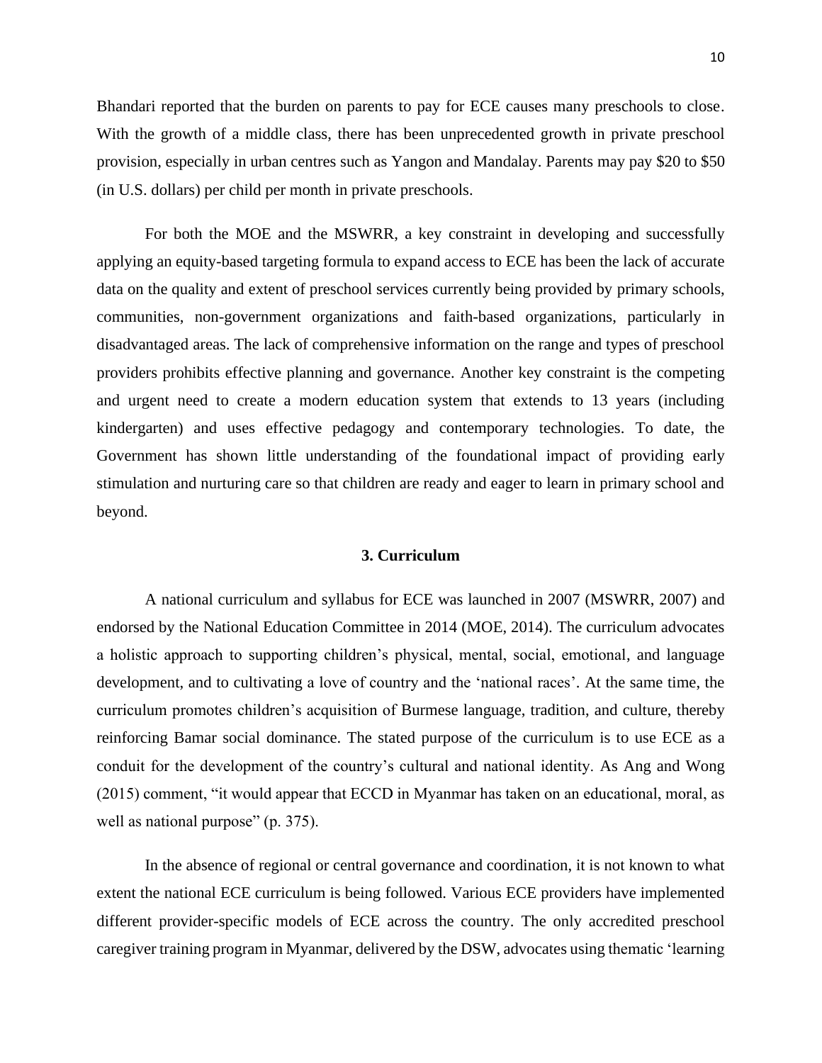Bhandari reported that the burden on parents to pay for ECE causes many preschools to close. With the growth of a middle class, there has been unprecedented growth in private preschool provision, especially in urban centres such as Yangon and Mandalay. Parents may pay $20 to $50 (in U.S. dollars) per child per month in private preschools.

For both the MOE and the MSWRR, a key constraint in developing and successfully applying an equity-based targeting formula to expand access to ECE has been the lack of accurate data on the quality and extent of preschool services currently being provided by primary schools, communities, non-government organizations and faith-based organizations, particularly in disadvantaged areas. The lack of comprehensive information on the range and types of preschool providers prohibits effective planning and governance. Another key constraint is the competing and urgent need to create a modern education system that extends to 13 years (including kindergarten) and uses effective pedagogy and contemporary technologies. To date, the Government has shown little understanding of the foundational impact of providing early stimulation and nurturing care so that children are ready and eager to learn in primary school and beyond.

## 3. Curriculum

A national curriculum and syllabus for ECE was launched in 2007 (MSWRR, 2007) and endorsed by the National Education Committee in 2014 (MOE, 2014). The curriculum advocates a holistic approach to supporting children's physical, mental, social, emotional, and language development, and to cultivating a love of country and the 'national races'. At the same time, the curriculum promotes children's acquisition of Burmese language, tradition, and culture, thereby reinforcing Bamar social dominance. The stated purpose of the curriculum is to use ECE as a conduit for the development of the country's cultural and national identity. As Ang and Wong (2015) comment, "it would appear that ECCD in Myanmar has taken on an educational, moral, as well as national purpose" (p. 375).

In the absence of regional or central governance and coordination, it is not known to what extent the national ECE curriculum is being followed. Various ECE providers have implemented different provider-specific models of ECE across the country. The only accredited preschool caregiver training program in Myanmar, delivered by the DSW, advocates using thematic 'learning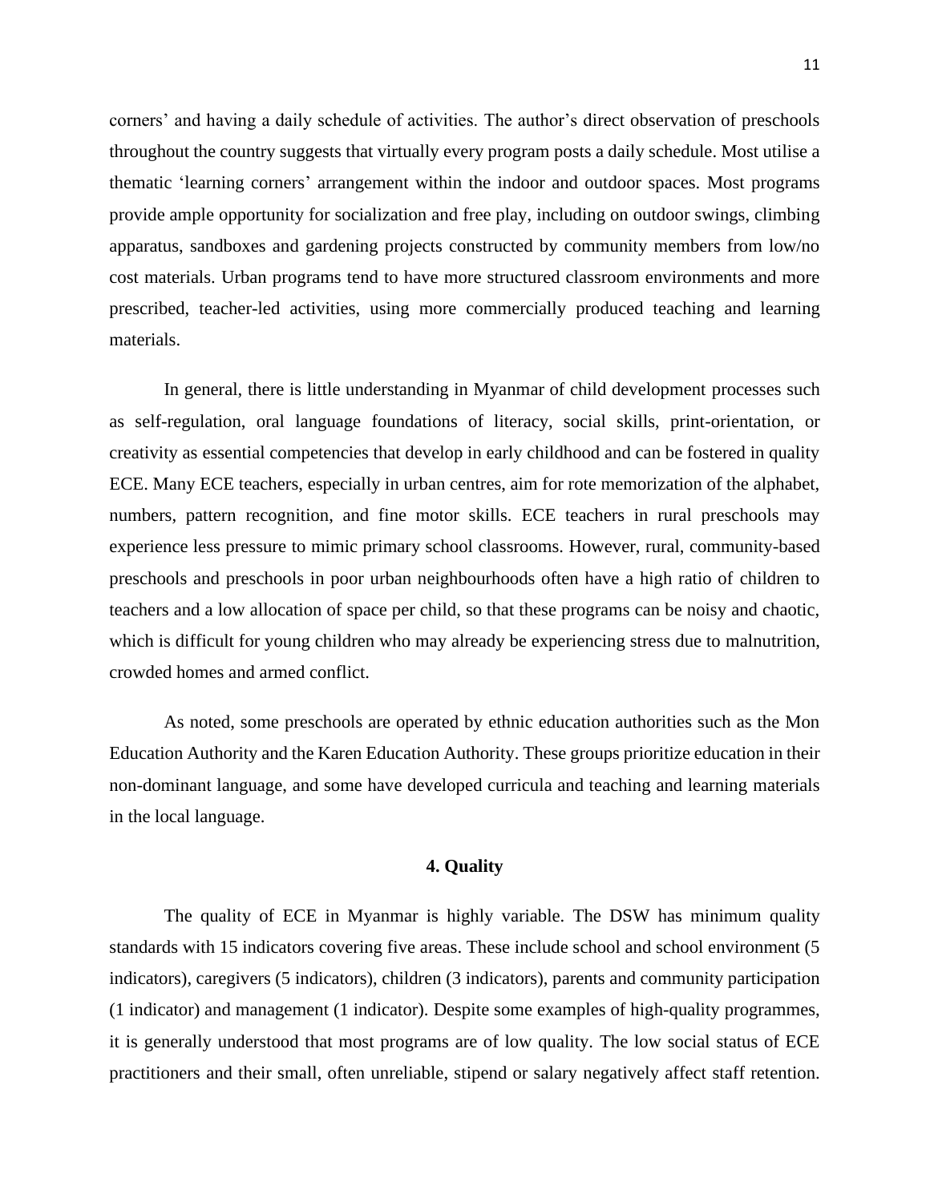corners' and having a daily schedule of activities. The author's direct observation of preschools throughout the country suggests that virtually every program posts a daily schedule. Most utilise a thematic 'learning corners' arrangement within the indoor and outdoor spaces. Most programs provide ample opportunity for socialization and free play, including on outdoor swings, climbing apparatus, sandboxes and gardening projects constructed by community members from low/no cost materials. Urban programs tend to have more structured classroom environments and more prescribed, teacher-led activities, using more commercially produced teaching and learning materials.

In general, there is little understanding in Myanmar of child development processes such as self-regulation, oral language foundations of literacy, social skills, print-orientation, or creativity as essential competencies that develop in early childhood and can be fostered in quality ECE. Many ECE teachers, especially in urban centres, aim for rote memorization of the alphabet, numbers, pattern recognition, and fine motor skills. ECE teachers in rural preschools may experience less pressure to mimic primary school classrooms. However, rural, community-based preschools and preschools in poor urban neighbourhoods often have a high ratio of children to teachers and a low allocation of space per child, so that these programs can be noisy and chaotic, which is difficult for young children who may already be experiencing stress due to malnutrition, crowded homes and armed conflict.

As noted, some preschools are operated by ethnic education authorities such as the Mon Education Authority and the Karen Education Authority. These groups prioritize education in their non-dominant language, and some have developed curricula and teaching and learning materials in the local language.

## 4. Quality

The quality of ECE in Myanmar is highly variable. The DSW has minimum quality standards with 15 indicators covering five areas. These include school and school environment (5 indicators), caregivers (5 indicators), children (3 indicators), parents and community participation (1 indicator) and management (1 indicator). Despite some examples of high-quality programmes, it is generally understood that most programs are of low quality. The low social status of ECE practitioners and their small, often unreliable, stipend or salary negatively affect staff retention.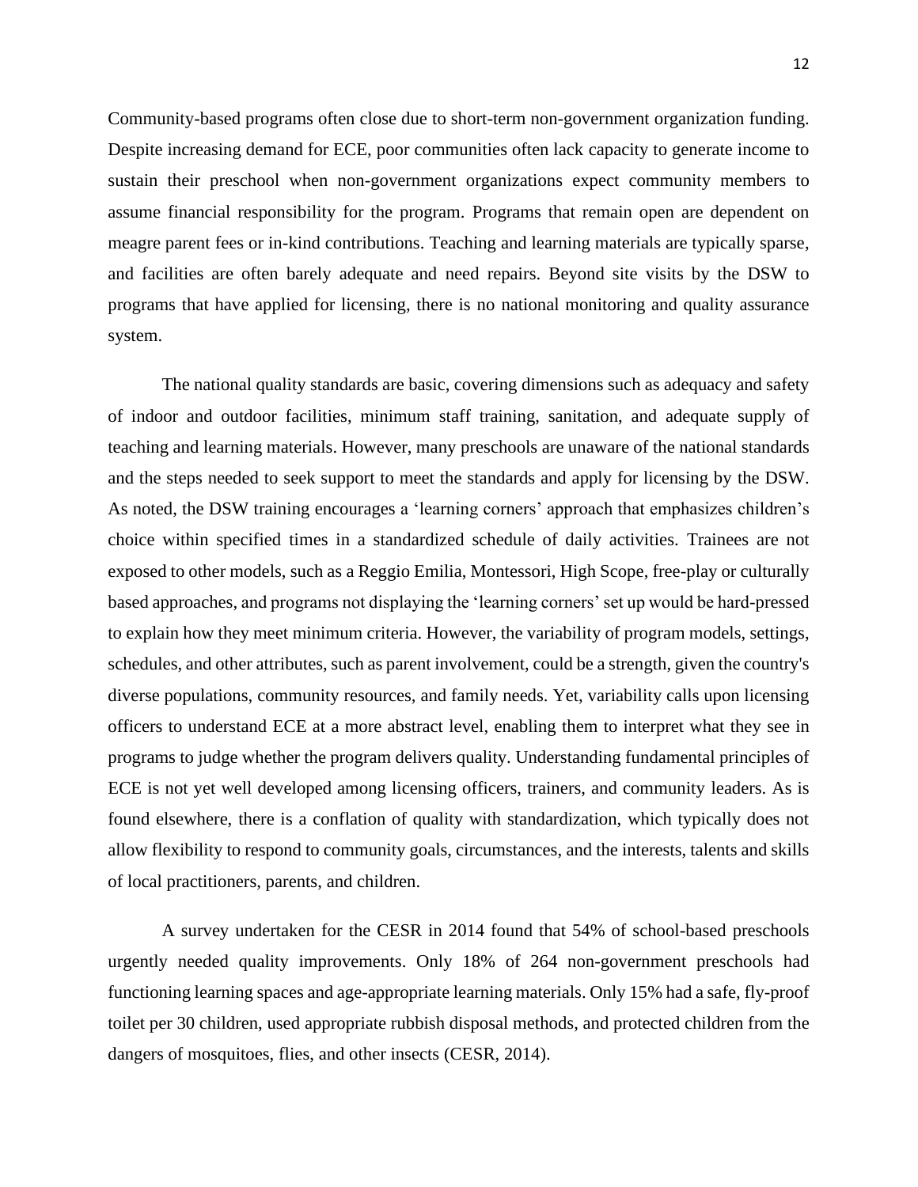Community-based programs often close due to short-term non-government organization funding. Despite increasing demand for ECE, poor communities often lack capacity to generate income to sustain their preschool when non-government organizations expect community members to assume financial responsibility for the program. Programs that remain open are dependent on meagre parent fees or in-kind contributions. Teaching and learning materials are typically sparse, and facilities are often barely adequate and need repairs. Beyond site visits by the DSW to programs that have applied for licensing, there is no national monitoring and quality assurance system.

The national quality standards are basic, covering dimensions such as adequacy and safety of indoor and outdoor facilities, minimum staff training, sanitation, and adequate supply of teaching and learning materials. However, many preschools are unaware of the national standards and the steps needed to seek support to meet the standards and apply for licensing by the DSW. As noted, the DSW training encourages a 'learning corners' approach that emphasizes children's choice within specified times in a standardized schedule of daily activities. Trainees are not exposed to other models, such as a Reggio Emilia, Montessori, High Scope, free-play or culturally based approaches, and programs not displaying the 'learning corners' set up would be hard-pressed to explain how they meet minimum criteria. However, the variability of program models, settings, schedules, and other attributes, such as parent involvement, could be a strength, given the country's diverse populations, community resources, and family needs. Yet, variability calls upon licensing officers to understand ECE at a more abstract level, enabling them to interpret what they see in programs to judge whether the program delivers quality. Understanding fundamental principles of ECE is not yet well developed among licensing officers, trainers, and community leaders. As is found elsewhere, there is a conflation of quality with standardization, which typically does not allow flexibility to respond to community goals, circumstances, and the interests, talents and skills of local practitioners, parents, and children.

A survey undertaken for the CESR in 2014 found that 54% of school-based preschools urgently needed quality improvements. Only 18% of 264 non-government preschools had functioning learning spaces and age-appropriate learning materials. Only 15% had a safe, fly-proof toilet per 30 children, used appropriate rubbish disposal methods, and protected children from the dangers of mosquitoes, flies, and other insects (CESR, 2014).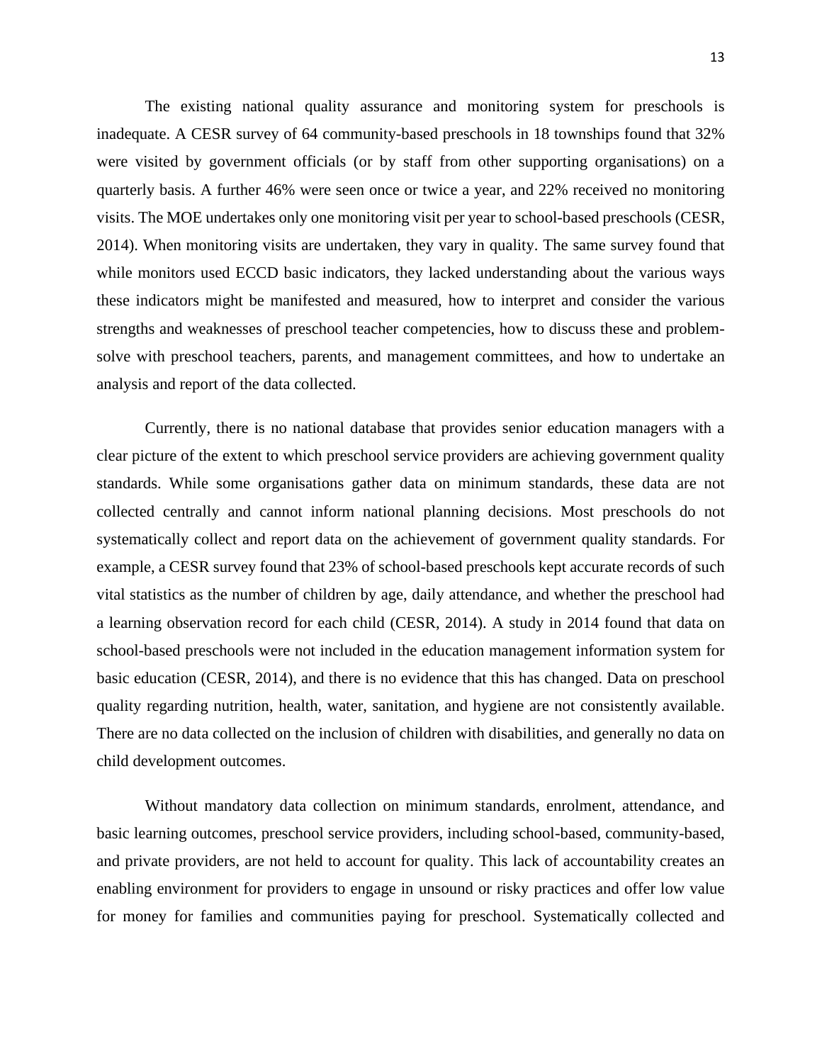The existing national quality assurance and monitoring system for preschools is inadequate. A CESR survey of 64 community-based preschools in 18 townships found that 32% were visited by government officials (or by staff from other supporting organisations) on a quarterly basis. A further 46% were seen once or twice a year, and 22% received no monitoring visits. The MOE undertakes only one monitoring visit per year to school-based preschools (CESR, 2014). When monitoring visits are undertaken, they vary in quality. The same survey found that while monitors used ECCD basic indicators, they lacked understanding about the various ways these indicators might be manifested and measured, how to interpret and consider the various strengths and weaknesses of preschool teacher competencies, how to discuss these and problem-solve with preschool teachers, parents, and management committees, and how to undertake an analysis and report of the data collected.

Currently, there is no national database that provides senior education managers with a clear picture of the extent to which preschool service providers are achieving government quality standards. While some organisations gather data on minimum standards, these data are not collected centrally and cannot inform national planning decisions. Most preschools do not systematically collect and report data on the achievement of government quality standards. For example, a CESR survey found that 23% of school-based preschools kept accurate records of such vital statistics as the number of children by age, daily attendance, and whether the preschool had a learning observation record for each child (CESR, 2014). A study in 2014 found that data on school-based preschools were not included in the education management information system for basic education (CESR, 2014), and there is no evidence that this has changed. Data on preschool quality regarding nutrition, health, water, sanitation, and hygiene are not consistently available. There are no data collected on the inclusion of children with disabilities, and generally no data on child development outcomes.

Without mandatory data collection on minimum standards, enrolment, attendance, and basic learning outcomes, preschool service providers, including school-based, community-based, and private providers, are not held to account for quality. This lack of accountability creates an enabling environment for providers to engage in unsound or risky practices and offer low value for money for families and communities paying for preschool. Systematically collected and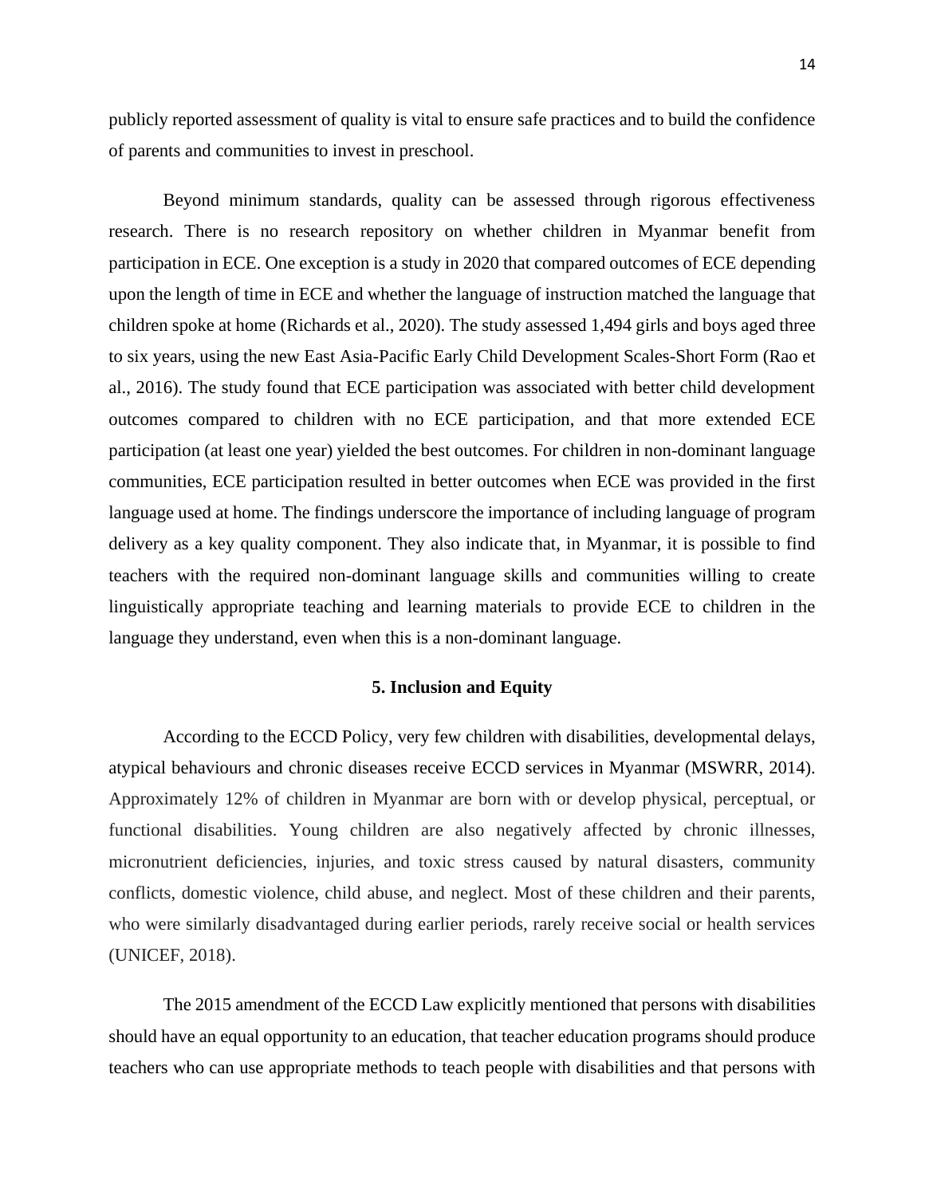publicly reported assessment of quality is vital to ensure safe practices and to build the confidence of parents and communities to invest in preschool.

Beyond minimum standards, quality can be assessed through rigorous effectiveness research. There is no research repository on whether children in Myanmar benefit from participation in ECE. One exception is a study in 2020 that compared outcomes of ECE depending upon the length of time in ECE and whether the language of instruction matched the language that children spoke at home (Richards et al., 2020). The study assessed 1,494 girls and boys aged three to six years, using the new East Asia-Pacific Early Child Development Scales-Short Form (Rao et al., 2016). The study found that ECE participation was associated with better child development outcomes compared to children with no ECE participation, and that more extended ECE participation (at least one year) yielded the best outcomes. For children in non-dominant language communities, ECE participation resulted in better outcomes when ECE was provided in the first language used at home. The findings underscore the importance of including language of program delivery as a key quality component. They also indicate that, in Myanmar, it is possible to find teachers with the required non-dominant language skills and communities willing to create linguistically appropriate teaching and learning materials to provide ECE to children in the language they understand, even when this is a non-dominant language.

## 5. Inclusion and Equity

According to the ECCD Policy, very few children with disabilities, developmental delays, atypical behaviours and chronic diseases receive ECCD services in Myanmar (MSWRR, 2014). Approximately 12% of children in Myanmar are born with or develop physical, perceptual, or functional disabilities. Young children are also negatively affected by chronic illnesses, micronutrient deficiencies, injuries, and toxic stress caused by natural disasters, community conflicts, domestic violence, child abuse, and neglect. Most of these children and their parents, who were similarly disadvantaged during earlier periods, rarely receive social or health services (UNICEF, 2018).

The 2015 amendment of the ECCD Law explicitly mentioned that persons with disabilities should have an equal opportunity to an education, that teacher education programs should produce teachers who can use appropriate methods to teach people with disabilities and that persons with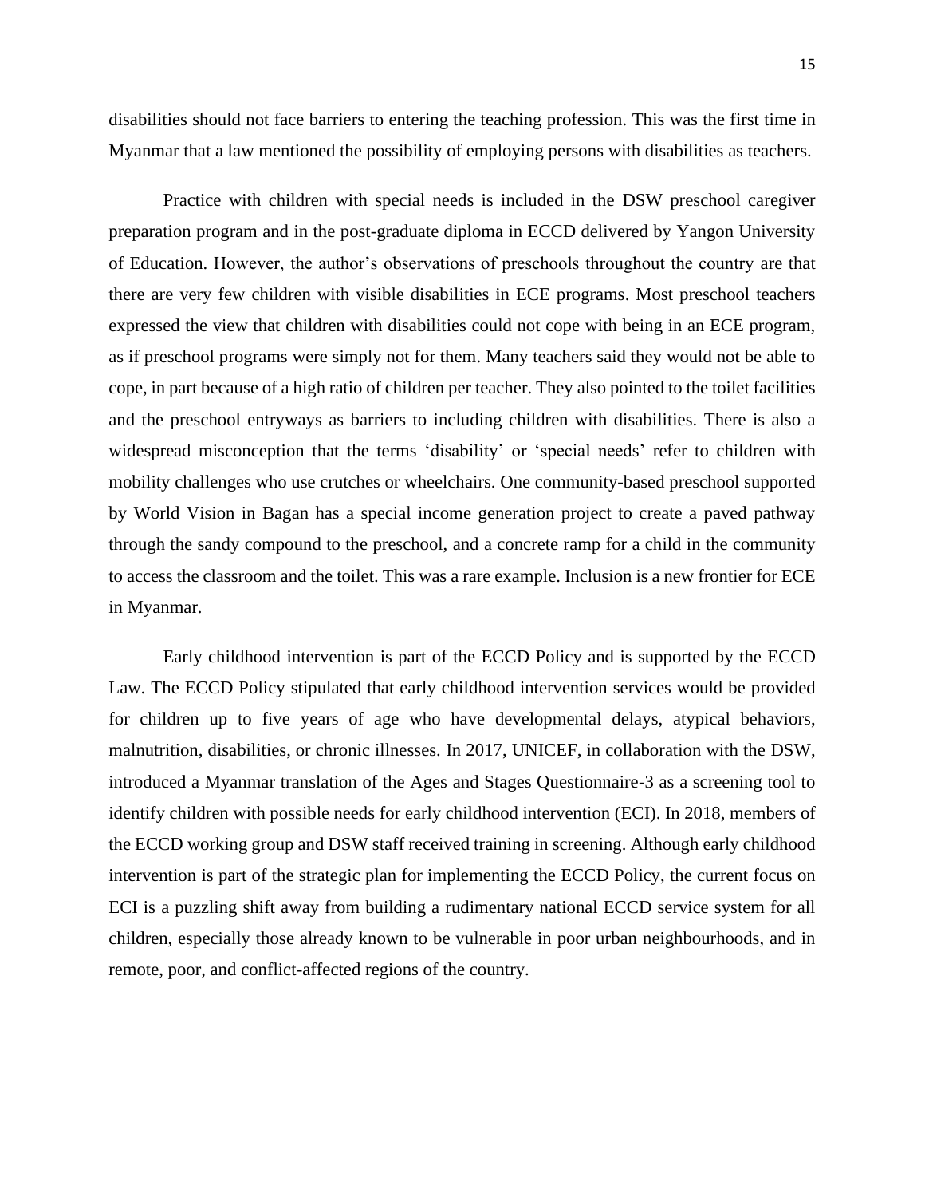disabilities should not face barriers to entering the teaching profession. This was the first time in Myanmar that a law mentioned the possibility of employing persons with disabilities as teachers.

Practice with children with special needs is included in the DSW preschool caregiver preparation program and in the post-graduate diploma in ECCD delivered by Yangon University of Education. However, the author's observations of preschools throughout the country are that there are very few children with visible disabilities in ECE programs. Most preschool teachers expressed the view that children with disabilities could not cope with being in an ECE program, as if preschool programs were simply not for them. Many teachers said they would not be able to cope, in part because of a high ratio of children per teacher. They also pointed to the toilet facilities and the preschool entryways as barriers to including children with disabilities. There is also a widespread misconception that the terms 'disability' or 'special needs' refer to children with mobility challenges who use crutches or wheelchairs. One community-based preschool supported by World Vision in Bagan has a special income generation project to create a paved pathway through the sandy compound to the preschool, and a concrete ramp for a child in the community to access the classroom and the toilet. This was a rare example. Inclusion is a new frontier for ECE in Myanmar.

Early childhood intervention is part of the ECCD Policy and is supported by the ECCD Law. The ECCD Policy stipulated that early childhood intervention services would be provided for children up to five years of age who have developmental delays, atypical behaviors, malnutrition, disabilities, or chronic illnesses. In 2017, UNICEF, in collaboration with the DSW, introduced a Myanmar translation of the Ages and Stages Questionnaire-3 as a screening tool to identify children with possible needs for early childhood intervention (ECI). In 2018, members of the ECCD working group and DSW staff received training in screening. Although early childhood intervention is part of the strategic plan for implementing the ECCD Policy, the current focus on ECI is a puzzling shift away from building a rudimentary national ECCD service system for all children, especially those already known to be vulnerable in poor urban neighbourhoods, and in remote, poor, and conflict-affected regions of the country.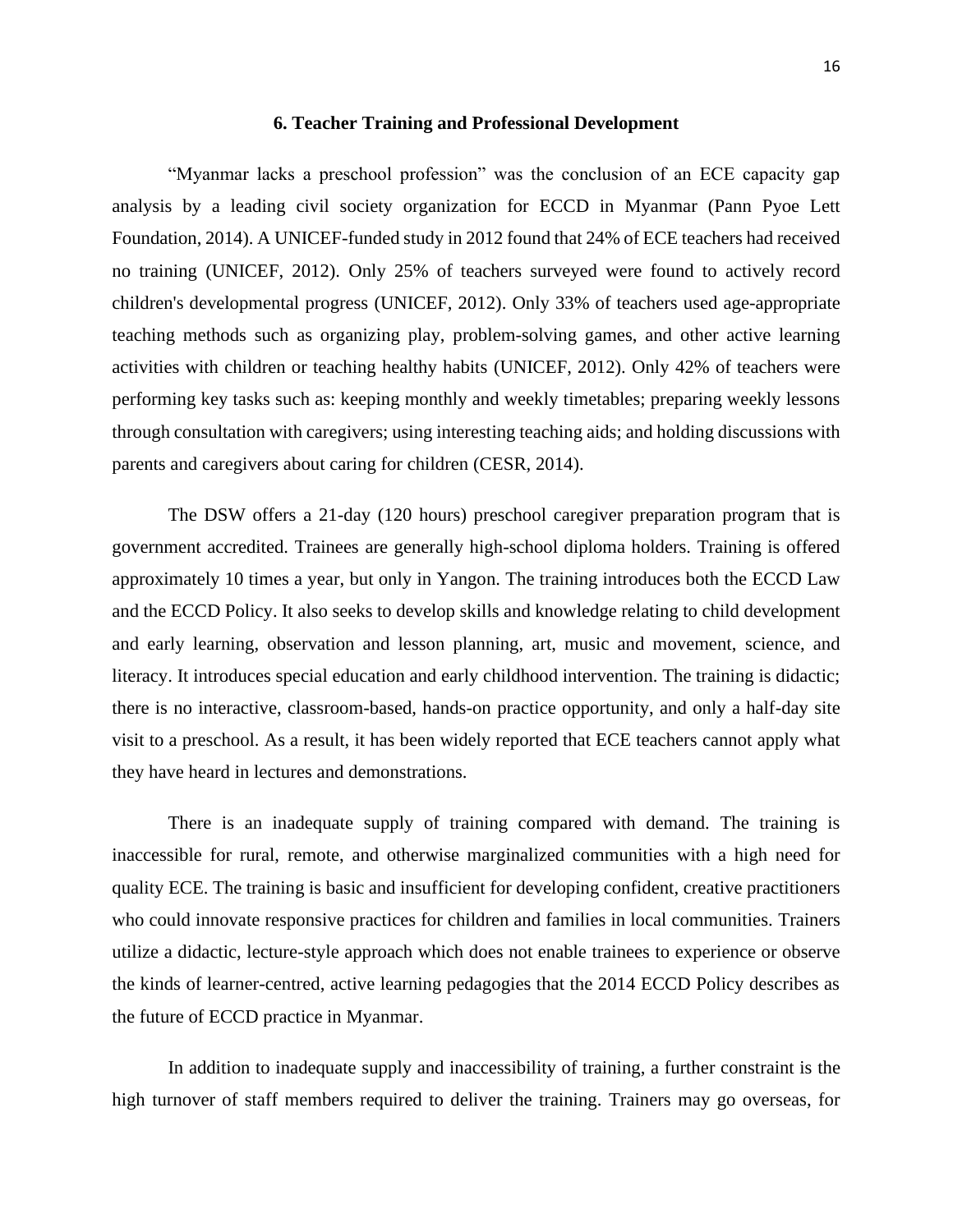## 6. Teacher Training and Professional Development

"Myanmar lacks a preschool profession" was the conclusion of an ECE capacity gap analysis by a leading civil society organization for ECCD in Myanmar (Pann Pyoe Lett Foundation, 2014). A UNICEF-funded study in 2012 found that 24% of ECE teachers had received no training (UNICEF, 2012). Only 25% of teachers surveyed were found to actively record children's developmental progress (UNICEF, 2012). Only 33% of teachers used age-appropriate teaching methods such as organizing play, problem-solving games, and other active learning activities with children or teaching healthy habits (UNICEF, 2012). Only 42% of teachers were performing key tasks such as: keeping monthly and weekly timetables; preparing weekly lessons through consultation with caregivers; using interesting teaching aids; and holding discussions with parents and caregivers about caring for children (CESR, 2014).

The DSW offers a 21-day (120 hours) preschool caregiver preparation program that is government accredited. Trainees are generally high-school diploma holders. Training is offered approximately 10 times a year, but only in Yangon. The training introduces both the ECCD Law and the ECCD Policy. It also seeks to develop skills and knowledge relating to child development and early learning, observation and lesson planning, art, music and movement, science, and literacy. It introduces special education and early childhood intervention. The training is didactic; there is no interactive, classroom-based, hands-on practice opportunity, and only a half-day site visit to a preschool. As a result, it has been widely reported that ECE teachers cannot apply what they have heard in lectures and demonstrations.

There is an inadequate supply of training compared with demand. The training is inaccessible for rural, remote, and otherwise marginalized communities with a high need for quality ECE. The training is basic and insufficient for developing confident, creative practitioners who could innovate responsive practices for children and families in local communities. Trainers utilize a didactic, lecture-style approach which does not enable trainees to experience or observe the kinds of learner-centred, active learning pedagogies that the 2014 ECCD Policy describes as the future of ECCD practice in Myanmar.

In addition to inadequate supply and inaccessibility of training, a further constraint is the high turnover of staff members required to deliver the training. Trainers may go overseas, for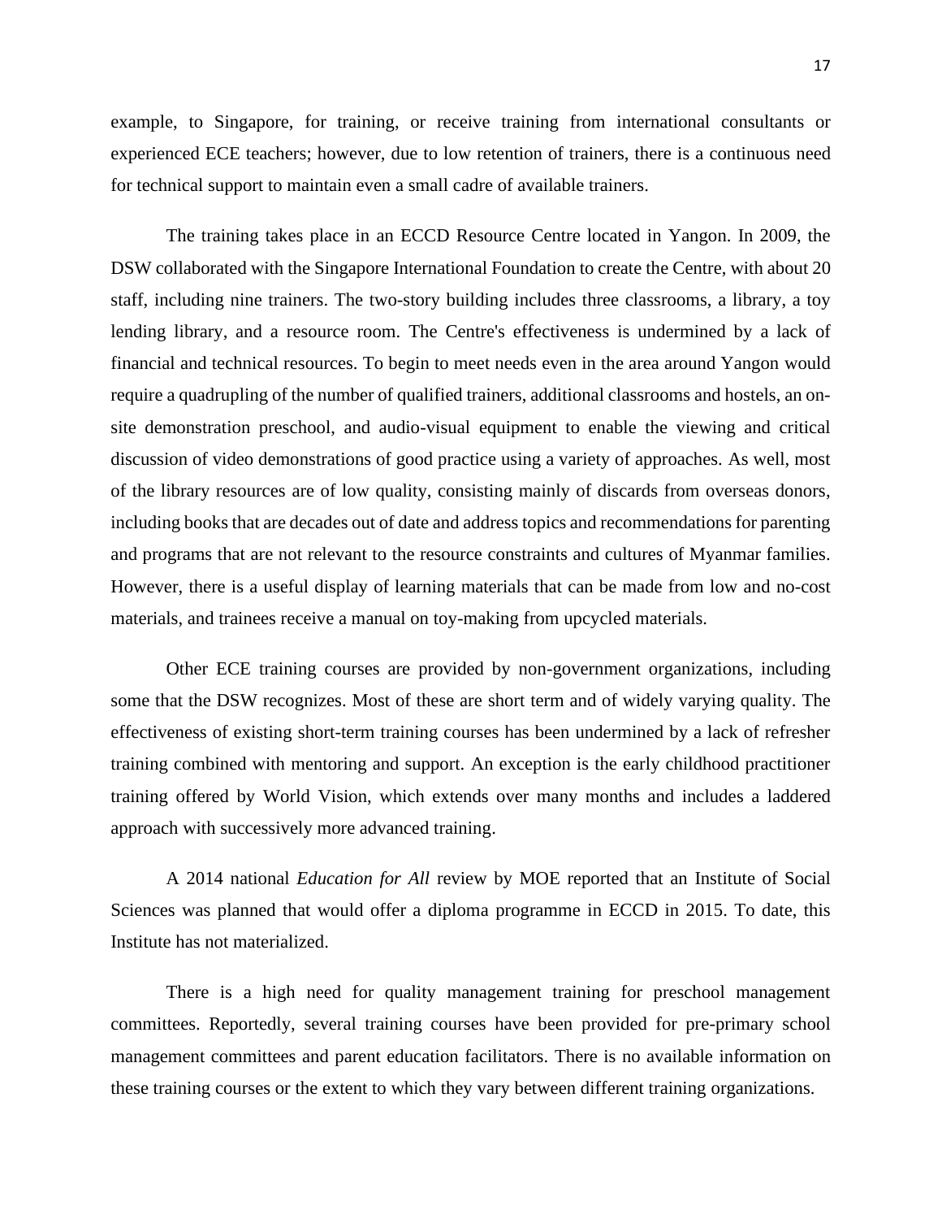example, to Singapore, for training, or receive training from international consultants or experienced ECE teachers; however, due to low retention of trainers, there is a continuous need for technical support to maintain even a small cadre of available trainers.

The training takes place in an ECCD Resource Centre located in Yangon. In 2009, the DSW collaborated with the Singapore International Foundation to create the Centre, with about 20 staff, including nine trainers. The two-story building includes three classrooms, a library, a toy lending library, and a resource room. The Centre's effectiveness is undermined by a lack of financial and technical resources. To begin to meet needs even in the area around Yangon would require a quadrupling of the number of qualified trainers, additional classrooms and hostels, an on-site demonstration preschool, and audio-visual equipment to enable the viewing and critical discussion of video demonstrations of good practice using a variety of approaches. As well, most of the library resources are of low quality, consisting mainly of discards from overseas donors, including books that are decades out of date and address topics and recommendations for parenting and programs that are not relevant to the resource constraints and cultures of Myanmar families. However, there is a useful display of learning materials that can be made from low and no-cost materials, and trainees receive a manual on toy-making from upcycled materials.

Other ECE training courses are provided by non-government organizations, including some that the DSW recognizes. Most of these are short term and of widely varying quality. The effectiveness of existing short-term training courses has been undermined by a lack of refresher training combined with mentoring and support. An exception is the early childhood practitioner training offered by World Vision, which extends over many months and includes a laddered approach with successively more advanced training.

A 2014 national *Education for All* review by MOE reported that an Institute of Social Sciences was planned that would offer a diploma programme in ECCD in 2015. To date, this Institute has not materialized.

There is a high need for quality management training for preschool management committees. Reportedly, several training courses have been provided for pre-primary school management committees and parent education facilitators. There is no available information on these training courses or the extent to which they vary between different training organizations.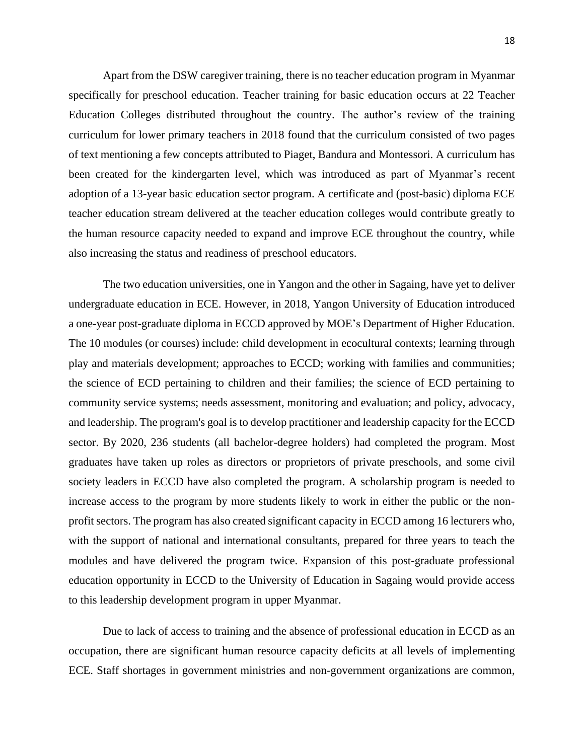Apart from the DSW caregiver training, there is no teacher education program in Myanmar specifically for preschool education. Teacher training for basic education occurs at 22 Teacher Education Colleges distributed throughout the country. The author's review of the training curriculum for lower primary teachers in 2018 found that the curriculum consisted of two pages of text mentioning a few concepts attributed to Piaget, Bandura and Montessori. A curriculum has been created for the kindergarten level, which was introduced as part of Myanmar's recent adoption of a 13-year basic education sector program. A certificate and (post-basic) diploma ECE teacher education stream delivered at the teacher education colleges would contribute greatly to the human resource capacity needed to expand and improve ECE throughout the country, while also increasing the status and readiness of preschool educators.

The two education universities, one in Yangon and the other in Sagaing, have yet to deliver undergraduate education in ECE. However, in 2018, Yangon University of Education introduced a one-year post-graduate diploma in ECCD approved by MOE's Department of Higher Education. The 10 modules (or courses) include: child development in ecocultural contexts; learning through play and materials development; approaches to ECCD; working with families and communities; the science of ECD pertaining to children and their families; the science of ECD pertaining to community service systems; needs assessment, monitoring and evaluation; and policy, advocacy, and leadership. The program's goal is to develop practitioner and leadership capacity for the ECCD sector. By 2020, 236 students (all bachelor-degree holders) had completed the program. Most graduates have taken up roles as directors or proprietors of private preschools, and some civil society leaders in ECCD have also completed the program. A scholarship program is needed to increase access to the program by more students likely to work in either the public or the non-profit sectors. The program has also created significant capacity in ECCD among 16 lecturers who, with the support of national and international consultants, prepared for three years to teach the modules and have delivered the program twice. Expansion of this post-graduate professional education opportunity in ECCD to the University of Education in Sagaing would provide access to this leadership development program in upper Myanmar.

Due to lack of access to training and the absence of professional education in ECCD as an occupation, there are significant human resource capacity deficits at all levels of implementing ECE. Staff shortages in government ministries and non-government organizations are common,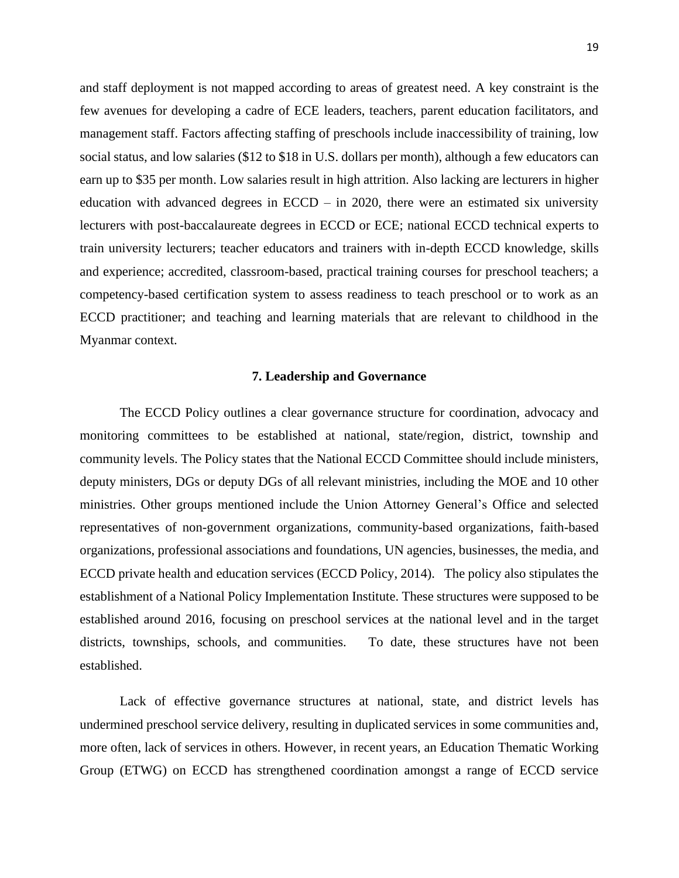and staff deployment is not mapped according to areas of greatest need. A key constraint is the few avenues for developing a cadre of ECE leaders, teachers, parent education facilitators, and management staff. Factors affecting staffing of preschools include inaccessibility of training, low social status, and low salaries ($12 to $18 in U.S. dollars per month), although a few educators can earn up to $35 per month. Low salaries result in high attrition. Also lacking are lecturers in higher education with advanced degrees in ECCD – in 2020, there were an estimated six university lecturers with post-baccalaureate degrees in ECCD or ECE; national ECCD technical experts to train university lecturers; teacher educators and trainers with in-depth ECCD knowledge, skills and experience; accredited, classroom-based, practical training courses for preschool teachers; a competency-based certification system to assess readiness to teach preschool or to work as an ECCD practitioner; and teaching and learning materials that are relevant to childhood in the Myanmar context.

## 7. Leadership and Governance

The ECCD Policy outlines a clear governance structure for coordination, advocacy and monitoring committees to be established at national, state/region, district, township and community levels. The Policy states that the National ECCD Committee should include ministers, deputy ministers, DGs or deputy DGs of all relevant ministries, including the MOE and 10 other ministries. Other groups mentioned include the Union Attorney General's Office and selected representatives of non-government organizations, community-based organizations, faith-based organizations, professional associations and foundations, UN agencies, businesses, the media, and ECCD private health and education services (ECCD Policy, 2014). The policy also stipulates the establishment of a National Policy Implementation Institute. These structures were supposed to be established around 2016, focusing on preschool services at the national level and in the target districts, townships, schools, and communities. To date, these structures have not been established.

Lack of effective governance structures at national, state, and district levels has undermined preschool service delivery, resulting in duplicated services in some communities and, more often, lack of services in others. However, in recent years, an Education Thematic Working Group (ETWG) on ECCD has strengthened coordination amongst a range of ECCD service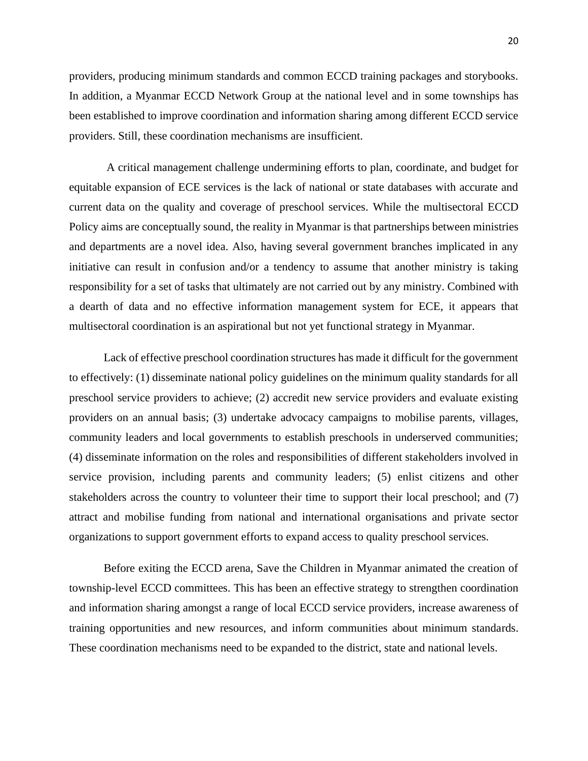providers, producing minimum standards and common ECCD training packages and storybooks. In addition, a Myanmar ECCD Network Group at the national level and in some townships has been established to improve coordination and information sharing among different ECCD service providers. Still, these coordination mechanisms are insufficient.

A critical management challenge undermining efforts to plan, coordinate, and budget for equitable expansion of ECE services is the lack of national or state databases with accurate and current data on the quality and coverage of preschool services. While the multisectoral ECCD Policy aims are conceptually sound, the reality in Myanmar is that partnerships between ministries and departments are a novel idea. Also, having several government branches implicated in any initiative can result in confusion and/or a tendency to assume that another ministry is taking responsibility for a set of tasks that ultimately are not carried out by any ministry. Combined with a dearth of data and no effective information management system for ECE, it appears that multisectoral coordination is an aspirational but not yet functional strategy in Myanmar.

Lack of effective preschool coordination structures has made it difficult for the government to effectively: (1) disseminate national policy guidelines on the minimum quality standards for all preschool service providers to achieve; (2) accredit new service providers and evaluate existing providers on an annual basis; (3) undertake advocacy campaigns to mobilise parents, villages, community leaders and local governments to establish preschools in underserved communities; (4) disseminate information on the roles and responsibilities of different stakeholders involved in service provision, including parents and community leaders; (5) enlist citizens and other stakeholders across the country to volunteer their time to support their local preschool; and (7) attract and mobilise funding from national and international organisations and private sector organizations to support government efforts to expand access to quality preschool services.

Before exiting the ECCD arena, Save the Children in Myanmar animated the creation of township-level ECCD committees. This has been an effective strategy to strengthen coordination and information sharing amongst a range of local ECCD service providers, increase awareness of training opportunities and new resources, and inform communities about minimum standards. These coordination mechanisms need to be expanded to the district, state and national levels.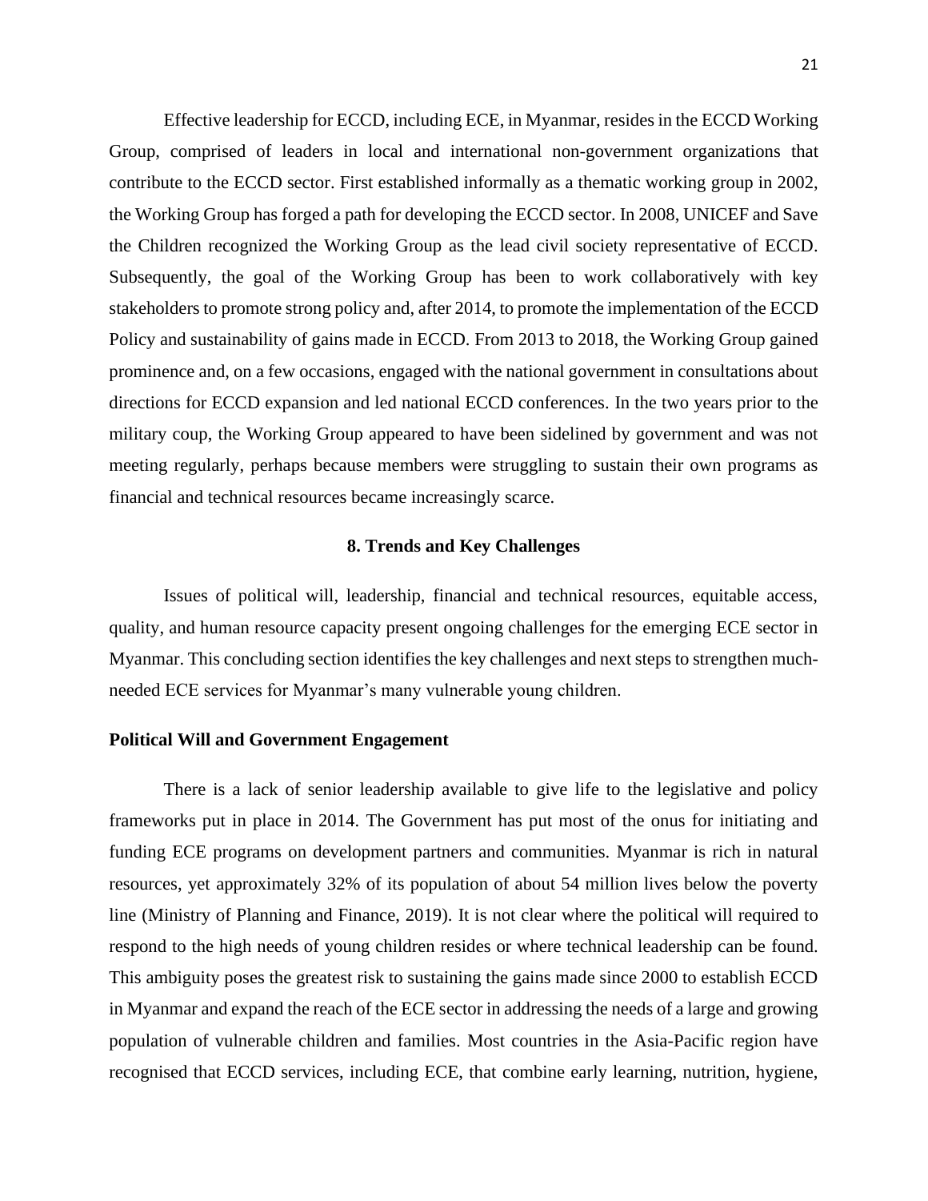Effective leadership for ECCD, including ECE, in Myanmar, resides in the ECCD Working Group, comprised of leaders in local and international non-government organizations that contribute to the ECCD sector. First established informally as a thematic working group in 2002, the Working Group has forged a path for developing the ECCD sector. In 2008, UNICEF and Save the Children recognized the Working Group as the lead civil society representative of ECCD. Subsequently, the goal of the Working Group has been to work collaboratively with key stakeholders to promote strong policy and, after 2014, to promote the implementation of the ECCD Policy and sustainability of gains made in ECCD. From 2013 to 2018, the Working Group gained prominence and, on a few occasions, engaged with the national government in consultations about directions for ECCD expansion and led national ECCD conferences. In the two years prior to the military coup, the Working Group appeared to have been sidelined by government and was not meeting regularly, perhaps because members were struggling to sustain their own programs as financial and technical resources became increasingly scarce.

## 8. Trends and Key Challenges

Issues of political will, leadership, financial and technical resources, equitable access, quality, and human resource capacity present ongoing challenges for the emerging ECE sector in Myanmar. This concluding section identifies the key challenges and next steps to strengthen much-needed ECE services for Myanmar's many vulnerable young children.

### Political Will and Government Engagement

There is a lack of senior leadership available to give life to the legislative and policy frameworks put in place in 2014. The Government has put most of the onus for initiating and funding ECE programs on development partners and communities. Myanmar is rich in natural resources, yet approximately 32% of its population of about 54 million lives below the poverty line (Ministry of Planning and Finance, 2019). It is not clear where the political will required to respond to the high needs of young children resides or where technical leadership can be found. This ambiguity poses the greatest risk to sustaining the gains made since 2000 to establish ECCD in Myanmar and expand the reach of the ECE sector in addressing the needs of a large and growing population of vulnerable children and families. Most countries in the Asia-Pacific region have recognised that ECCD services, including ECE, that combine early learning, nutrition, hygiene,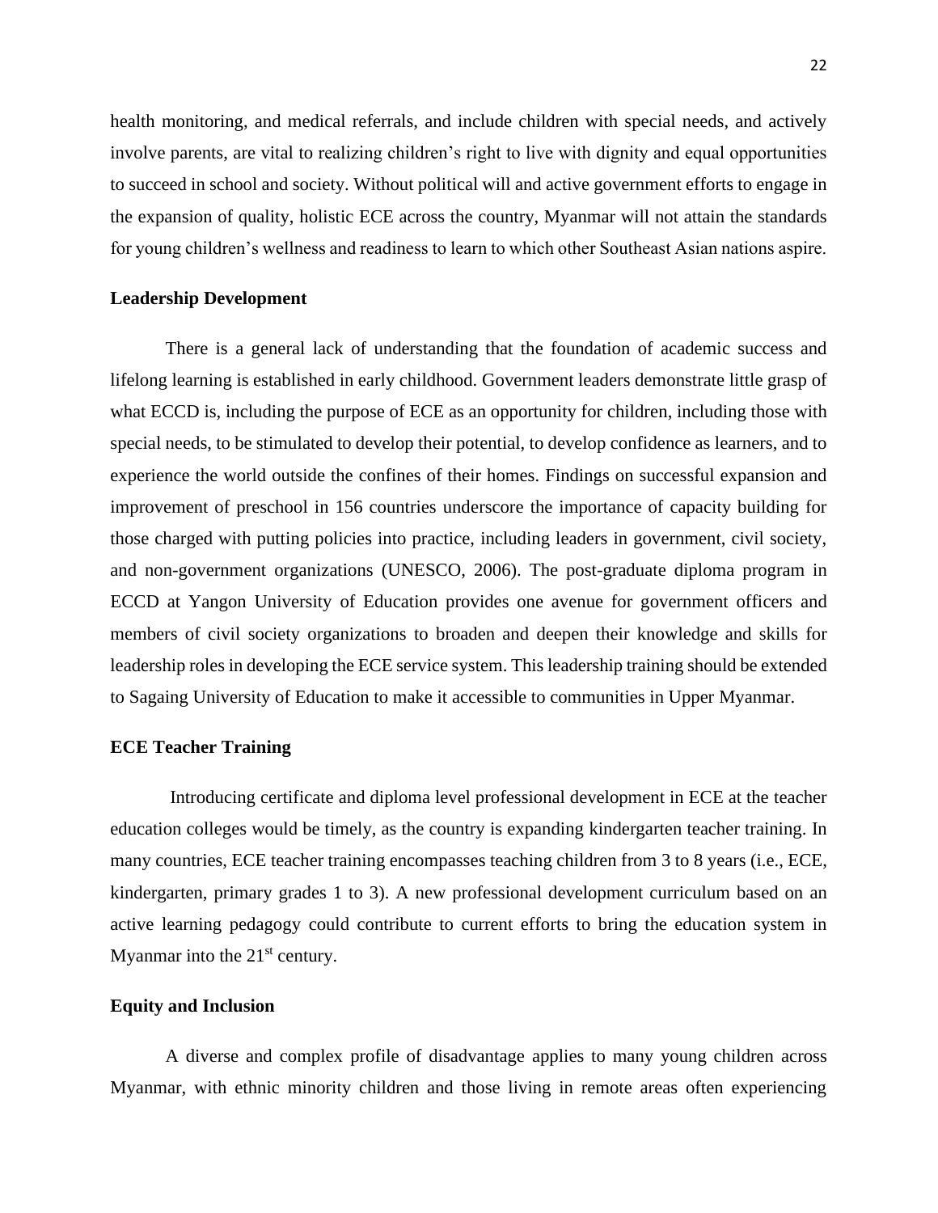health monitoring, and medical referrals, and include children with special needs, and actively involve parents, are vital to realizing children's right to live with dignity and equal opportunities to succeed in school and society. Without political will and active government efforts to engage in the expansion of quality, holistic ECE across the country, Myanmar will not attain the standards for young children's wellness and readiness to learn to which other Southeast Asian nations aspire.

**Leadership Development**

There is a general lack of understanding that the foundation of academic success and lifelong learning is established in early childhood. Government leaders demonstrate little grasp of what ECCD is, including the purpose of ECE as an opportunity for children, including those with special needs, to be stimulated to develop their potential, to develop confidence as learners, and to experience the world outside the confines of their homes. Findings on successful expansion and improvement of preschool in 156 countries underscore the importance of capacity building for those charged with putting policies into practice, including leaders in government, civil society, and non-government organizations (UNESCO, 2006). The post-graduate diploma program in ECCD at Yangon University of Education provides one avenue for government officers and members of civil society organizations to broaden and deepen their knowledge and skills for leadership roles in developing the ECE service system. This leadership training should be extended to Sagaing University of Education to make it accessible to communities in Upper Myanmar.

**ECE Teacher Training**

Introducing certificate and diploma level professional development in ECE at the teacher education colleges would be timely, as the country is expanding kindergarten teacher training. In many countries, ECE teacher training encompasses teaching children from 3 to 8 years (i.e., ECE, kindergarten, primary grades 1 to 3). A new professional development curriculum based on an active learning pedagogy could contribute to current efforts to bring the education system in Myanmar into the 21st century.

**Equity and Inclusion**

A diverse and complex profile of disadvantage applies to many young children across Myanmar, with ethnic minority children and those living in remote areas often experiencing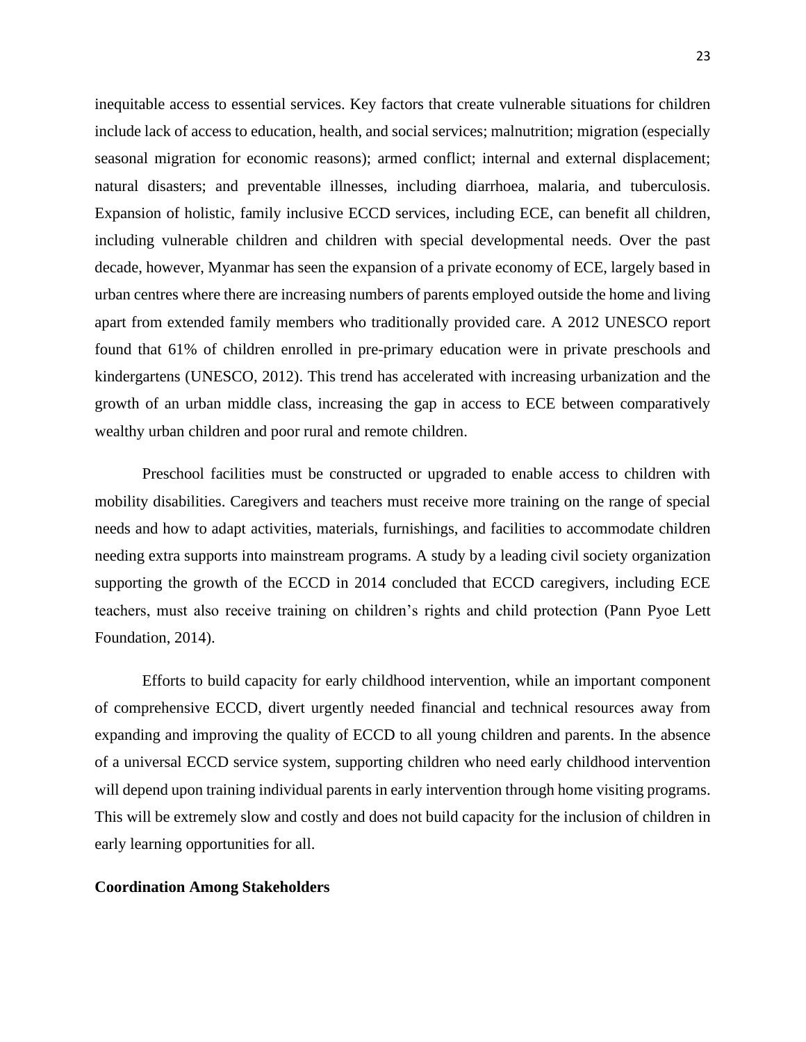inequitable access to essential services. Key factors that create vulnerable situations for children include lack of access to education, health, and social services; malnutrition; migration (especially seasonal migration for economic reasons); armed conflict; internal and external displacement; natural disasters; and preventable illnesses, including diarrhoea, malaria, and tuberculosis. Expansion of holistic, family inclusive ECCD services, including ECE, can benefit all children, including vulnerable children and children with special developmental needs. Over the past decade, however, Myanmar has seen the expansion of a private economy of ECE, largely based in urban centres where there are increasing numbers of parents employed outside the home and living apart from extended family members who traditionally provided care. A 2012 UNESCO report found that 61% of children enrolled in pre-primary education were in private preschools and kindergartens (UNESCO, 2012). This trend has accelerated with increasing urbanization and the growth of an urban middle class, increasing the gap in access to ECE between comparatively wealthy urban children and poor rural and remote children.

Preschool facilities must be constructed or upgraded to enable access to children with mobility disabilities. Caregivers and teachers must receive more training on the range of special needs and how to adapt activities, materials, furnishings, and facilities to accommodate children needing extra supports into mainstream programs. A study by a leading civil society organization supporting the growth of the ECCD in 2014 concluded that ECCD caregivers, including ECE teachers, must also receive training on children's rights and child protection (Pann Pyoe Lett Foundation, 2014).

Efforts to build capacity for early childhood intervention, while an important component of comprehensive ECCD, divert urgently needed financial and technical resources away from expanding and improving the quality of ECCD to all young children and parents. In the absence of a universal ECCD service system, supporting children who need early childhood intervention will depend upon training individual parents in early intervention through home visiting programs. This will be extremely slow and costly and does not build capacity for the inclusion of children in early learning opportunities for all.

**Coordination Among Stakeholders**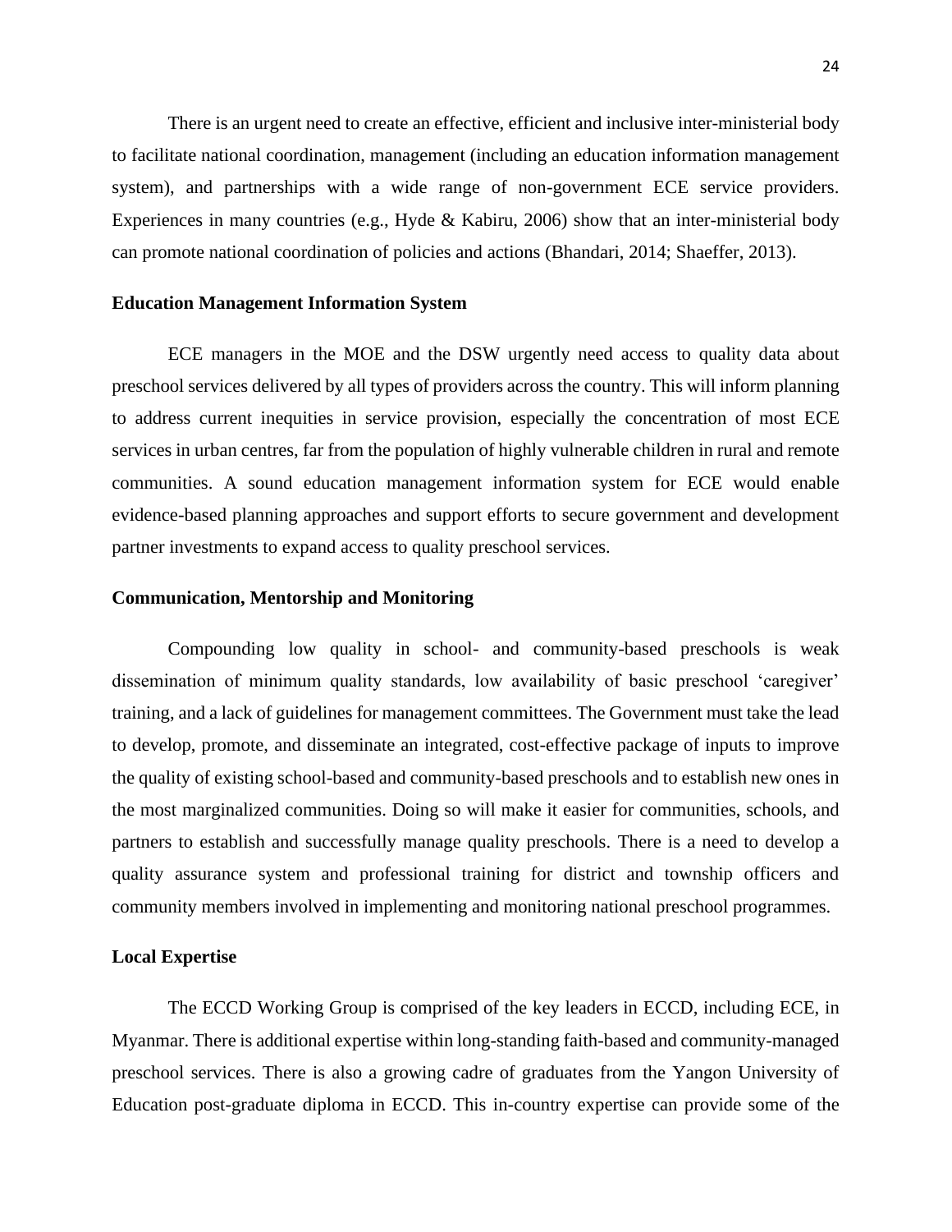There is an urgent need to create an effective, efficient and inclusive inter-ministerial body to facilitate national coordination, management (including an education information management system), and partnerships with a wide range of non-government ECE service providers. Experiences in many countries (e.g., Hyde & Kabiru, 2006) show that an inter-ministerial body can promote national coordination of policies and actions (Bhandari, 2014; Shaeffer, 2013).

**Education Management Information System**

ECE managers in the MOE and the DSW urgently need access to quality data about preschool services delivered by all types of providers across the country. This will inform planning to address current inequities in service provision, especially the concentration of most ECE services in urban centres, far from the population of highly vulnerable children in rural and remote communities. A sound education management information system for ECE would enable evidence-based planning approaches and support efforts to secure government and development partner investments to expand access to quality preschool services.

**Communication, Mentorship and Monitoring**

Compounding low quality in school- and community-based preschools is weak dissemination of minimum quality standards, low availability of basic preschool 'caregiver' training, and a lack of guidelines for management committees. The Government must take the lead to develop, promote, and disseminate an integrated, cost-effective package of inputs to improve the quality of existing school-based and community-based preschools and to establish new ones in the most marginalized communities. Doing so will make it easier for communities, schools, and partners to establish and successfully manage quality preschools. There is a need to develop a quality assurance system and professional training for district and township officers and community members involved in implementing and monitoring national preschool programmes.

**Local Expertise**

The ECCD Working Group is comprised of the key leaders in ECCD, including ECE, in Myanmar. There is additional expertise within long-standing faith-based and community-managed preschool services. There is also a growing cadre of graduates from the Yangon University of Education post-graduate diploma in ECCD. This in-country expertise can provide some of the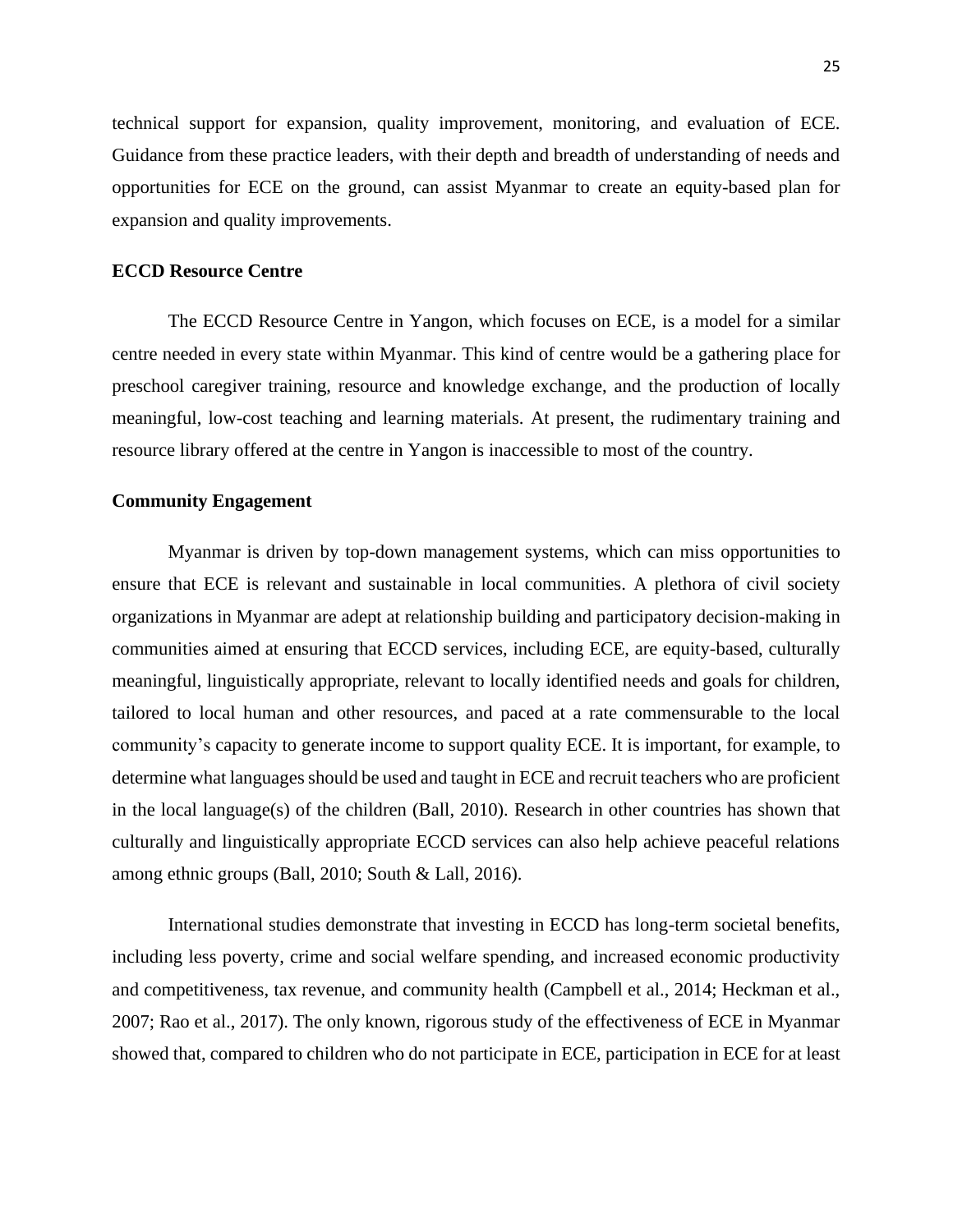technical support for expansion, quality improvement, monitoring, and evaluation of ECE. Guidance from these practice leaders, with their depth and breadth of understanding of needs and opportunities for ECE on the ground, can assist Myanmar to create an equity-based plan for expansion and quality improvements.

**ECCD Resource Centre**

The ECCD Resource Centre in Yangon, which focuses on ECE, is a model for a similar centre needed in every state within Myanmar. This kind of centre would be a gathering place for preschool caregiver training, resource and knowledge exchange, and the production of locally meaningful, low-cost teaching and learning materials. At present, the rudimentary training and resource library offered at the centre in Yangon is inaccessible to most of the country.

**Community Engagement**

Myanmar is driven by top-down management systems, which can miss opportunities to ensure that ECE is relevant and sustainable in local communities. A plethora of civil society organizations in Myanmar are adept at relationship building and participatory decision-making in communities aimed at ensuring that ECCD services, including ECE, are equity-based, culturally meaningful, linguistically appropriate, relevant to locally identified needs and goals for children, tailored to local human and other resources, and paced at a rate commensurable to the local community's capacity to generate income to support quality ECE. It is important, for example, to determine what languages should be used and taught in ECE and recruit teachers who are proficient in the local language(s) of the children (Ball, 2010). Research in other countries has shown that culturally and linguistically appropriate ECCD services can also help achieve peaceful relations among ethnic groups (Ball, 2010; South & Lall, 2016).

International studies demonstrate that investing in ECCD has long-term societal benefits, including less poverty, crime and social welfare spending, and increased economic productivity and competitiveness, tax revenue, and community health (Campbell et al., 2014; Heckman et al., 2007; Rao et al., 2017). The only known, rigorous study of the effectiveness of ECE in Myanmar showed that, compared to children who do not participate in ECE, participation in ECE for at least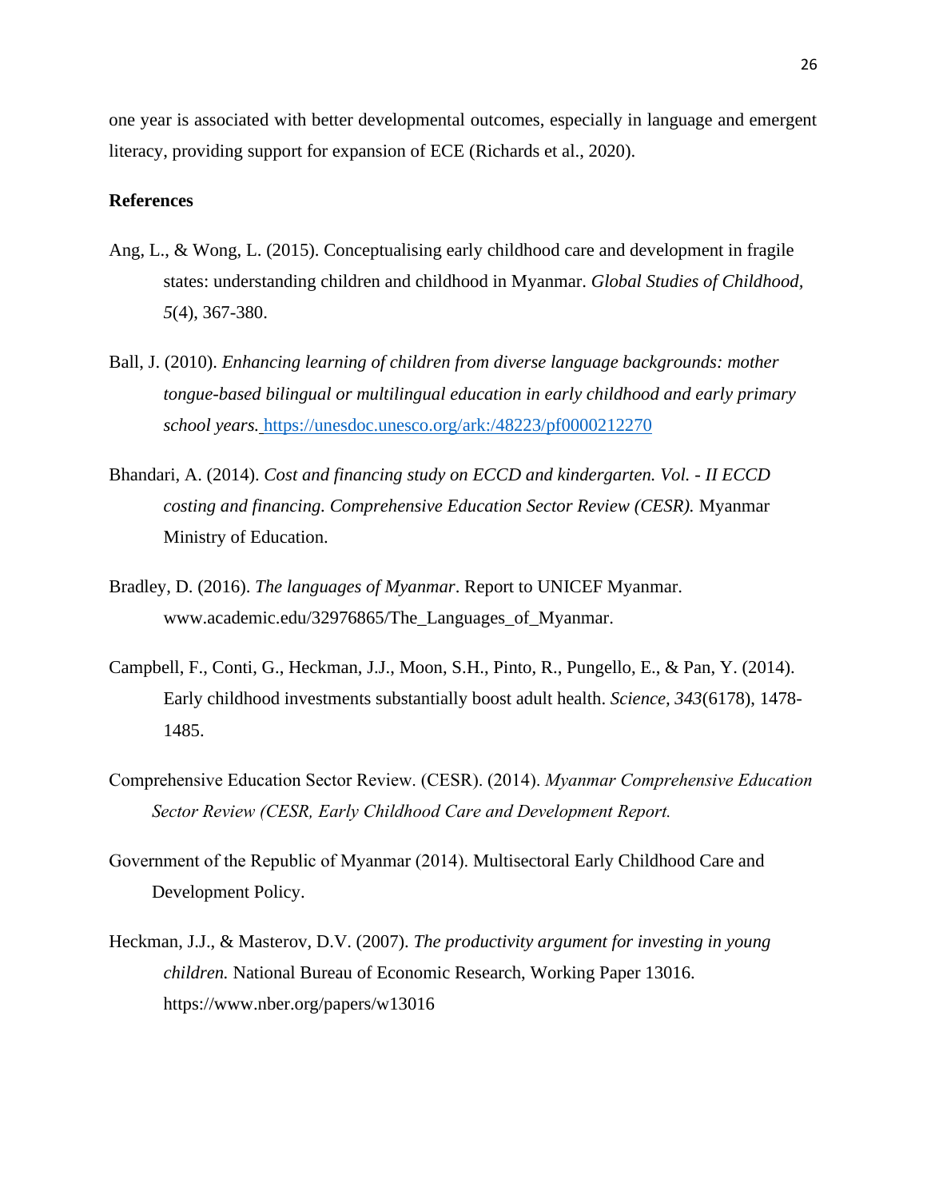one year is associated with better developmental outcomes, especially in language and emergent literacy, providing support for expansion of ECE (Richards et al., 2020).

**References**

Ang, L., & Wong, L. (2015). Conceptualising early childhood care and development in fragile states: understanding children and childhood in Myanmar. *Global Studies of Childhood, 5*(4), 367-380.

Ball, J. (2010). *Enhancing learning of children from diverse language backgrounds: mother tongue-based bilingual or multilingual education in early childhood and early primary school years.* https://unesdoc.unesco.org/ark:/48223/pf0000212270

Bhandari, A. (2014). *Cost and financing study on ECCD and kindergarten. Vol. - II ECCD costing and financing. Comprehensive Education Sector Review (CESR).* Myanmar Ministry of Education.

Bradley, D. (2016). *The languages of Myanmar*. Report to UNICEF Myanmar. www.academic.edu/32976865/The_Languages_of_Myanmar.

Campbell, F., Conti, G., Heckman, J.J., Moon, S.H., Pinto, R., Pungello, E., & Pan, Y. (2014). Early childhood investments substantially boost adult health. *Science, 343*(6178), 1478-1485.

Comprehensive Education Sector Review. (CESR). (2014). *Myanmar Comprehensive Education Sector Review (CESR, Early Childhood Care and Development Report.*

Government of the Republic of Myanmar (2014). Multisectoral Early Childhood Care and Development Policy.

Heckman, J.J., & Masterov, D.V. (2007). *The productivity argument for investing in young children.* National Bureau of Economic Research, Working Paper 13016. https://www.nber.org/papers/w13016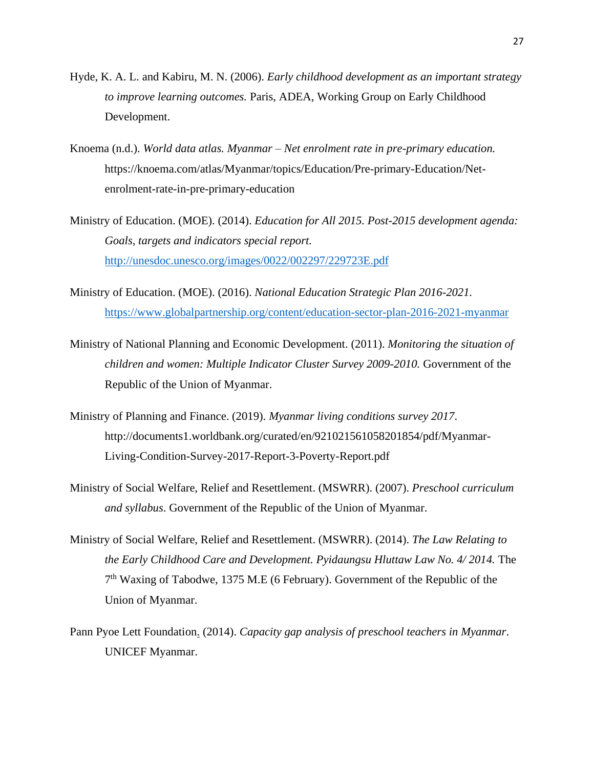Hyde, K. A. L. and Kabiru, M. N. (2006). *Early childhood development as an important strategy to improve learning outcomes.* Paris, ADEA, Working Group on Early Childhood Development.

Knoema (n.d.). *World data atlas. Myanmar – Net enrolment rate in pre-primary education.* https://knoema.com/atlas/Myanmar/topics/Education/Pre-primary-Education/Net-enrolment-rate-in-pre-primary-education

Ministry of Education. (MOE). (2014). *Education for All 2015. Post-2015 development agenda: Goals, targets and indicators special report.* http://unesdoc.unesco.org/images/0022/002297/229723E.pdf

Ministry of Education. (MOE). (2016). *National Education Strategic Plan 2016-2021.* https://www.globalpartnership.org/content/education-sector-plan-2016-2021-myanmar

Ministry of National Planning and Economic Development. (2011). *Monitoring the situation of children and women: Multiple Indicator Cluster Survey 2009-2010.* Government of the Republic of the Union of Myanmar.

Ministry of Planning and Finance. (2019). *Myanmar living conditions survey 2017*. http://documents1.worldbank.org/curated/en/921021561058201854/pdf/Myanmar-Living-Condition-Survey-2017-Report-3-Poverty-Report.pdf

Ministry of Social Welfare, Relief and Resettlement. (MSWRR). (2007). *Preschool curriculum and syllabus*. Government of the Republic of the Union of Myanmar.

Ministry of Social Welfare, Relief and Resettlement. (MSWRR). (2014). *The Law Relating to the Early Childhood Care and Development. Pyidaungsu Hluttaw Law No. 4/ 2014.* The 7th Waxing of Tabodwe, 1375 M.E (6 February). Government of the Republic of the Union of Myanmar.

Pann Pyoe Lett Foundation. (2014). *Capacity gap analysis of preschool teachers in Myanmar*. UNICEF Myanmar.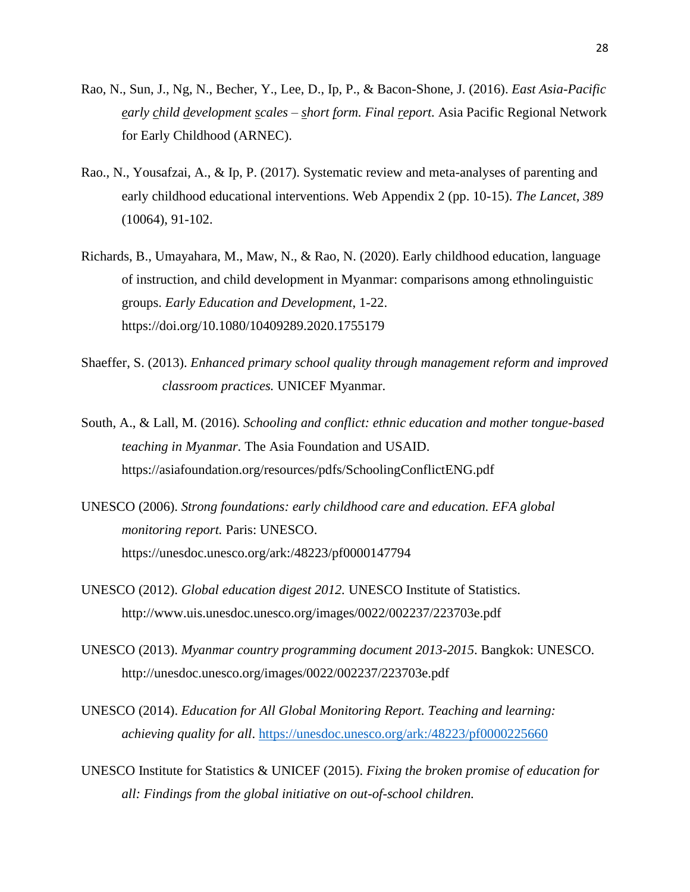Rao, N., Sun, J., Ng, N., Becher, Y., Lee, D., Ip, P., & Bacon-Shone, J. (2016). *East Asia-Pacific early child development scales – short form. Final report.* Asia Pacific Regional Network for Early Childhood (ARNEC).

Rao., N., Yousafzai, A., & Ip, P. (2017). Systematic review and meta-analyses of parenting and early childhood educational interventions. Web Appendix 2 (pp. 10-15). *The Lancet, 389* (10064), 91-102.

Richards, B., Umayahara, M., Maw, N., & Rao, N. (2020). Early childhood education, language of instruction, and child development in Myanmar: comparisons among ethnolinguistic groups. *Early Education and Development*, 1-22. https://doi.org/10.1080/10409289.2020.1755179

Shaeffer, S. (2013). *Enhanced primary school quality through management reform and improved classroom practices.* UNICEF Myanmar.

South, A., & Lall, M. (2016). *Schooling and conflict: ethnic education and mother tongue-based teaching in Myanmar.* The Asia Foundation and USAID. https://asiafoundation.org/resources/pdfs/SchoolingConflictENG.pdf

UNESCO (2006). *Strong foundations: early childhood care and education. EFA global monitoring report.* Paris: UNESCO. https://unesdoc.unesco.org/ark:/48223/pf0000147794

UNESCO (2012). *Global education digest 2012.* UNESCO Institute of Statistics. http://www.uis.unesdoc.unesco.org/images/0022/002237/223703e.pdf

UNESCO (2013). *Myanmar country programming document 2013-2015*. Bangkok: UNESCO. http://unesdoc.unesco.org/images/0022/002237/223703e.pdf

UNESCO (2014). *Education for All Global Monitoring Report. Teaching and learning: achieving quality for all*. https://unesdoc.unesco.org/ark:/48223/pf0000225660

UNESCO Institute for Statistics & UNICEF (2015). *Fixing the broken promise of education for all: Findings from the global initiative on out-of-school children.*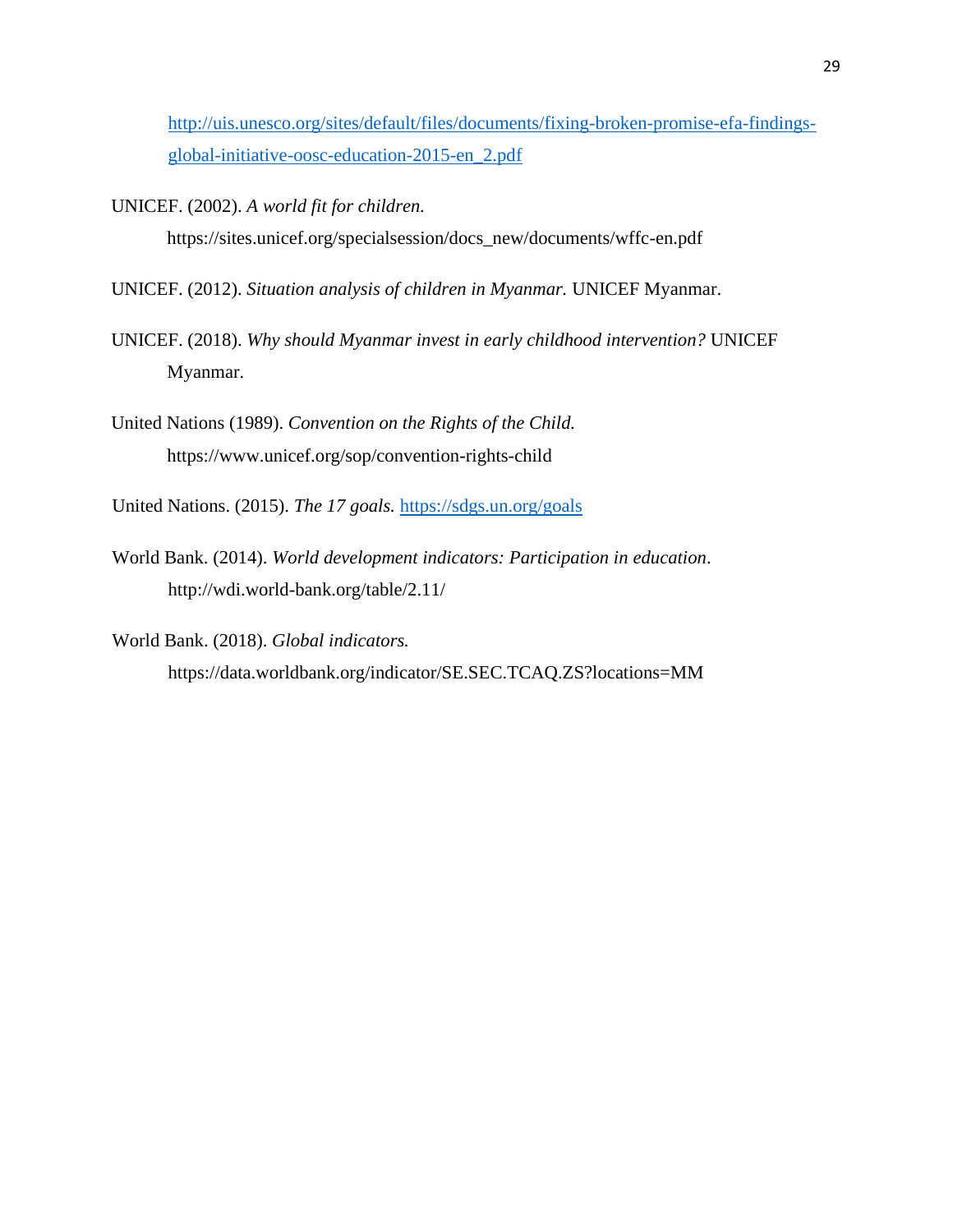http://uis.unesco.org/sites/default/files/documents/fixing-broken-promise-efa-findings-global-initiative-oosc-education-2015-en_2.pdf

UNICEF. (2002). *A world fit for children.* https://sites.unicef.org/specialsession/docs_new/documents/wffc-en.pdf

UNICEF. (2012). *Situation analysis of children in Myanmar.* UNICEF Myanmar.

UNICEF. (2018). *Why should Myanmar invest in early childhood intervention?* UNICEF Myanmar.

United Nations (1989). *Convention on the Rights of the Child.* https://www.unicef.org/sop/convention-rights-child

United Nations. (2015). *The 17 goals.* https://sdgs.un.org/goals

World Bank. (2014). *World development indicators: Participation in education*. http://wdi.world-bank.org/table/2.11/

World Bank. (2018). *Global indicators.* https://data.worldbank.org/indicator/SE.SEC.TCAQ.ZS?locations=MM